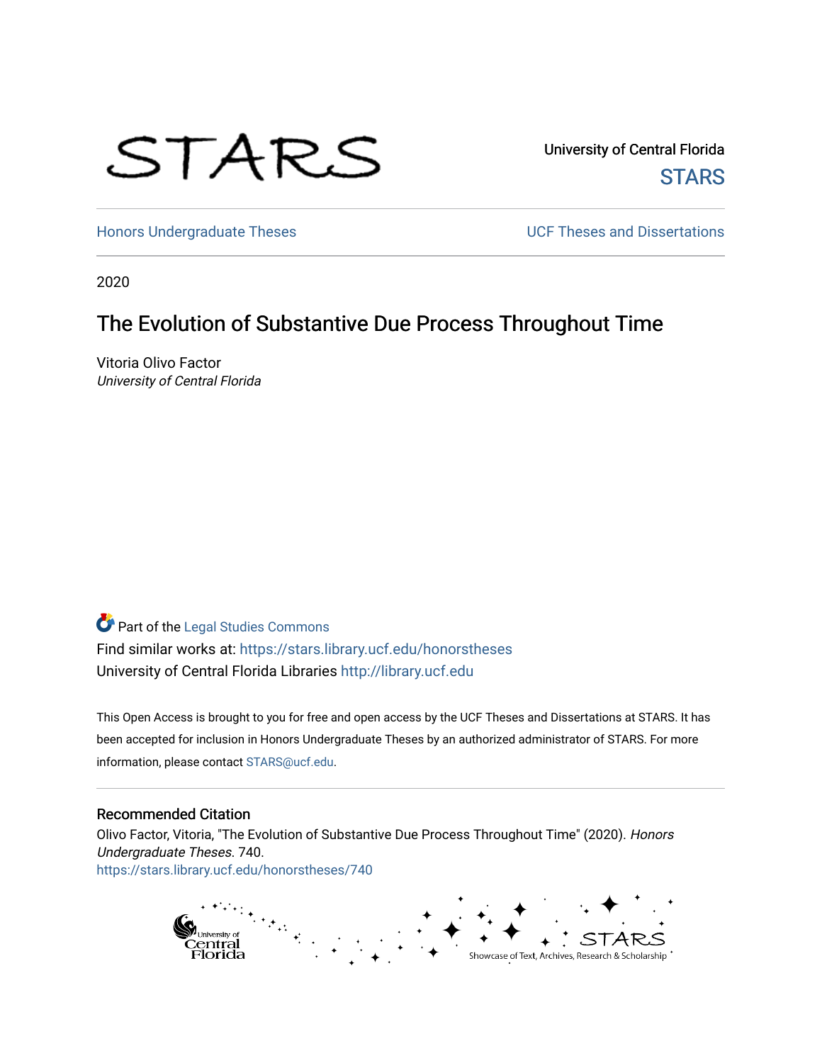STARS

University of Central Florida

STARS

Honors Undergraduate Theses

UCF Theses and Dissertations

2020

# The Evolution of Substantive Due Process Throughout Time

Vitoria Olivo Factor
*University of Central Florida*

Part of the Legal Studies Commons

Find similar works at: https://stars.library.ucf.edu/honorstheses

University of Central Florida Libraries http://library.ucf.edu

This Open Access is brought to you for free and open access by the UCF Theses and Dissertations at STARS. It has been accepted for inclusion in Honors Undergraduate Theses by an authorized administrator of STARS. For more information, please contact STARS@ucf.edu.

## Recommended Citation

Olivo Factor, Vitoria, "The Evolution of Substantive Due Process Throughout Time" (2020). *Honors Undergraduate Theses*. 740.
https://stars.library.ucf.edu/honorstheses/740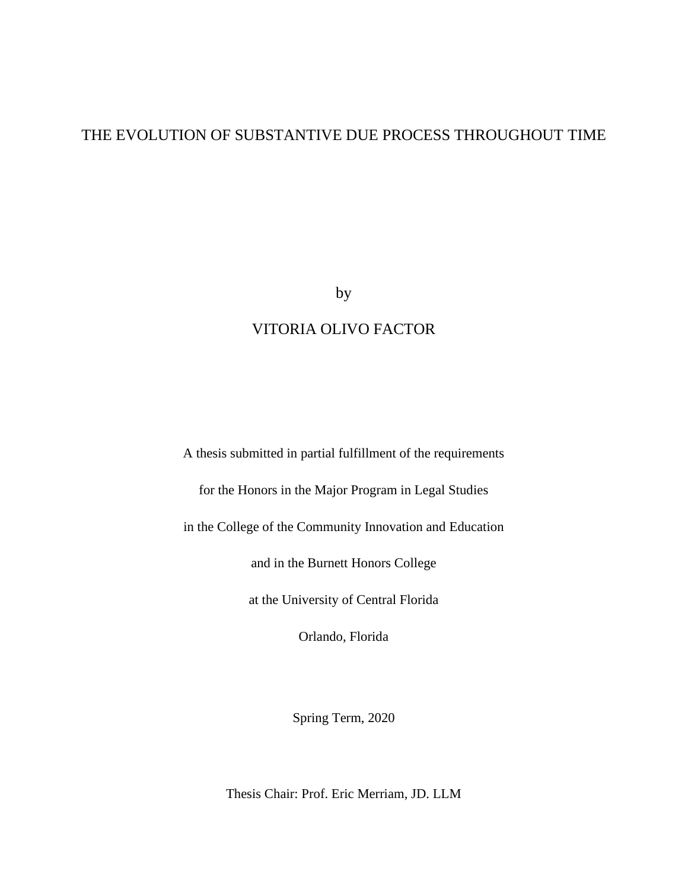# THE EVOLUTION OF SUBSTANTIVE DUE PROCESS THROUGHOUT TIME

by

VITORIA OLIVO FACTOR

A thesis submitted in partial fulfillment of the requirements

for the Honors in the Major Program in Legal Studies

in the College of the Community Innovation and Education

and in the Burnett Honors College

at the University of Central Florida

Orlando, Florida

Spring Term, 2020

Thesis Chair: Prof. Eric Merriam, JD. LLM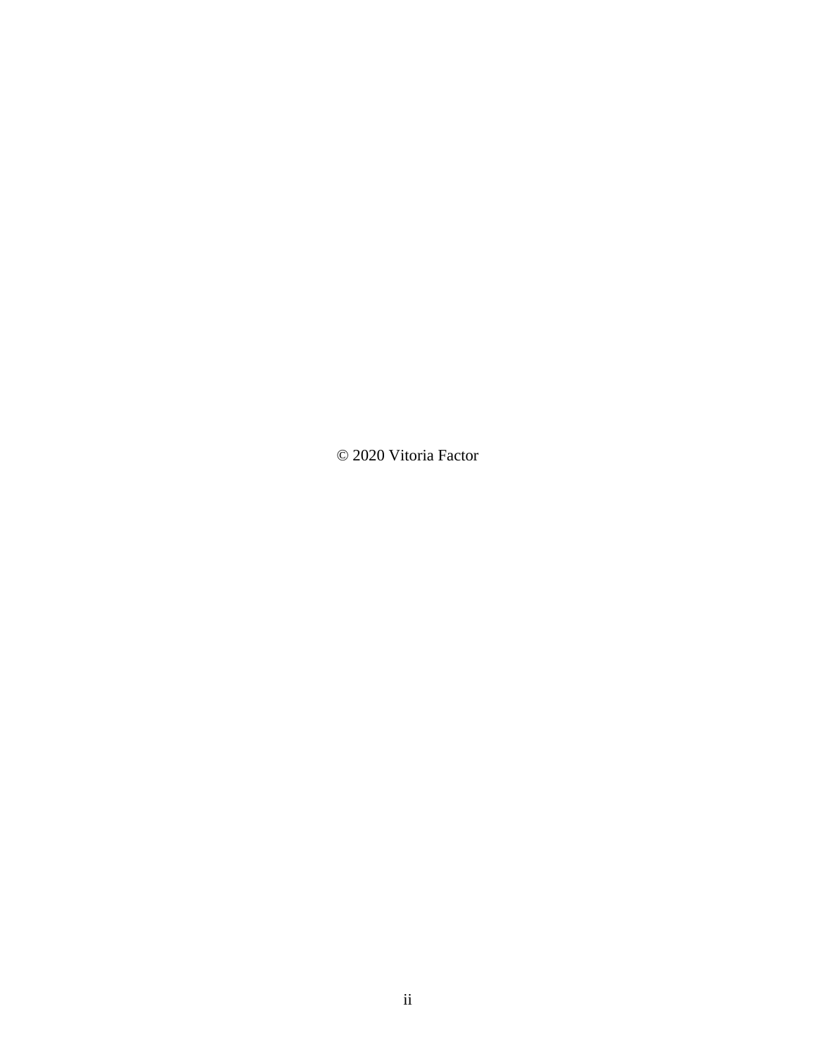© 2020 Vitoria Factor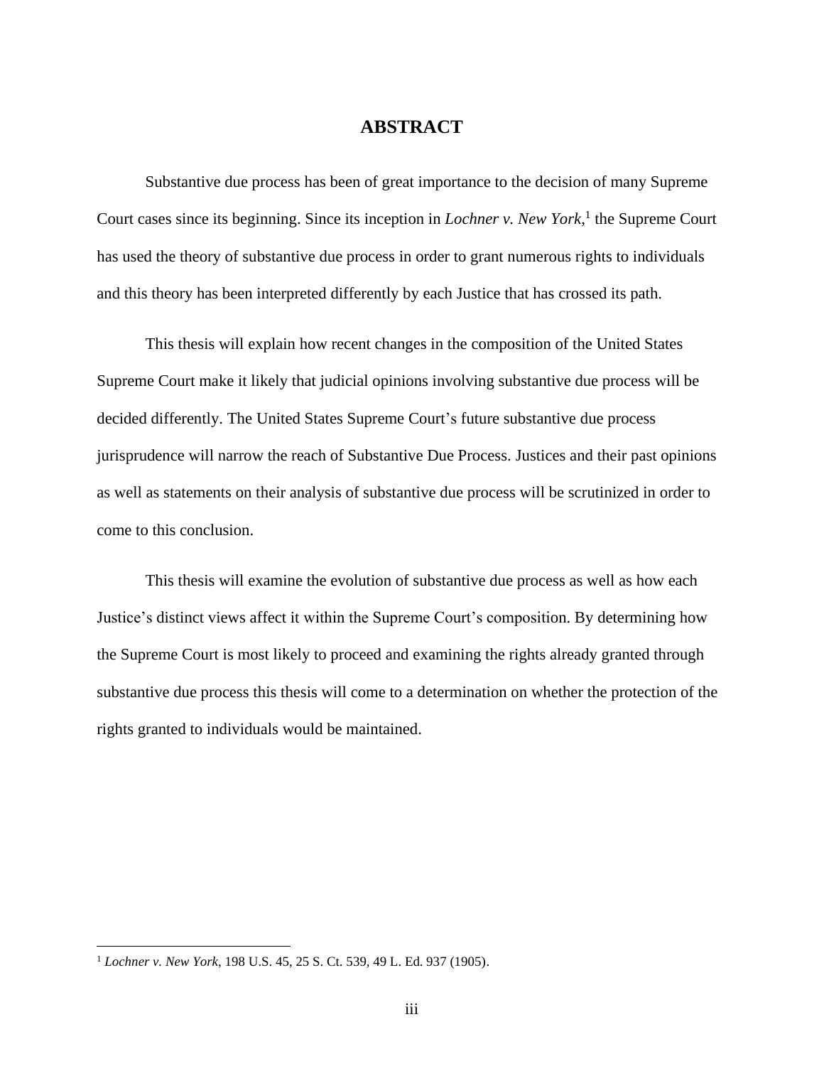# ABSTRACT

Substantive due process has been of great importance to the decision of many Supreme Court cases since its beginning. Since its inception in *Lochner v. New York*,[1] the Supreme Court has used the theory of substantive due process in order to grant numerous rights to individuals and this theory has been interpreted differently by each Justice that has crossed its path.

This thesis will explain how recent changes in the composition of the United States Supreme Court make it likely that judicial opinions involving substantive due process will be decided differently. The United States Supreme Court's future substantive due process jurisprudence will narrow the reach of Substantive Due Process. Justices and their past opinions as well as statements on their analysis of substantive due process will be scrutinized in order to come to this conclusion.

This thesis will examine the evolution of substantive due process as well as how each Justice's distinct views affect it within the Supreme Court's composition. By determining how the Supreme Court is most likely to proceed and examining the rights already granted through substantive due process this thesis will come to a determination on whether the protection of the rights granted to individuals would be maintained.

---

[1] *Lochner v. New York*, 198 U.S. 45, 25 S. Ct. 539, 49 L. Ed. 937 (1905).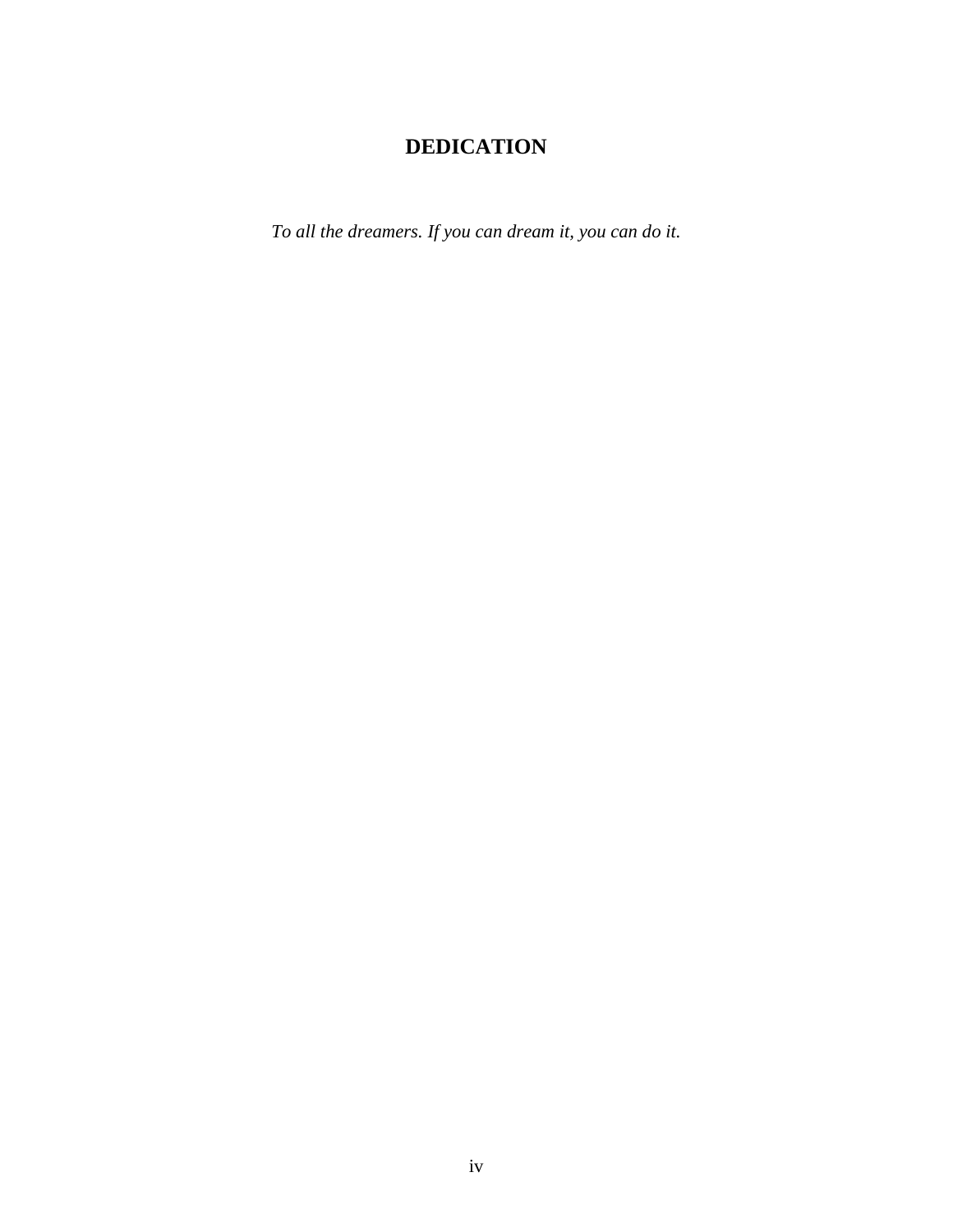# DEDICATION

*To all the dreamers. If you can dream it, you can do it.*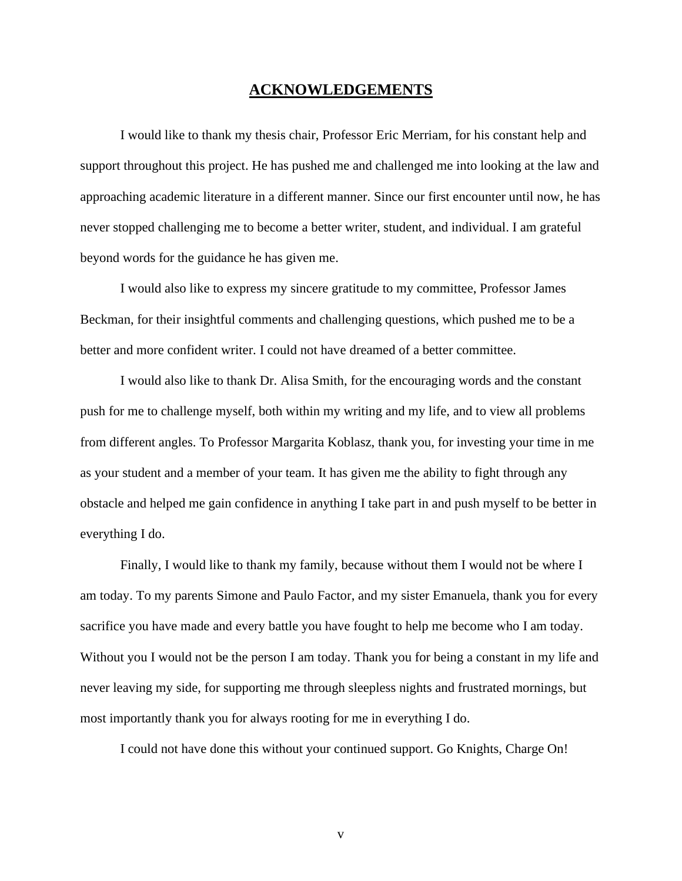# ACKNOWLEDGEMENTS

I would like to thank my thesis chair, Professor Eric Merriam, for his constant help and support throughout this project. He has pushed me and challenged me into looking at the law and approaching academic literature in a different manner. Since our first encounter until now, he has never stopped challenging me to become a better writer, student, and individual. I am grateful beyond words for the guidance he has given me.

I would also like to express my sincere gratitude to my committee, Professor James Beckman, for their insightful comments and challenging questions, which pushed me to be a better and more confident writer. I could not have dreamed of a better committee.

I would also like to thank Dr. Alisa Smith, for the encouraging words and the constant push for me to challenge myself, both within my writing and my life, and to view all problems from different angles. To Professor Margarita Koblasz, thank you, for investing your time in me as your student and a member of your team. It has given me the ability to fight through any obstacle and helped me gain confidence in anything I take part in and push myself to be better in everything I do.

Finally, I would like to thank my family, because without them I would not be where I am today. To my parents Simone and Paulo Factor, and my sister Emanuela, thank you for every sacrifice you have made and every battle you have fought to help me become who I am today. Without you I would not be the person I am today. Thank you for being a constant in my life and never leaving my side, for supporting me through sleepless nights and frustrated mornings, but most importantly thank you for always rooting for me in everything I do.

I could not have done this without your continued support. Go Knights, Charge On!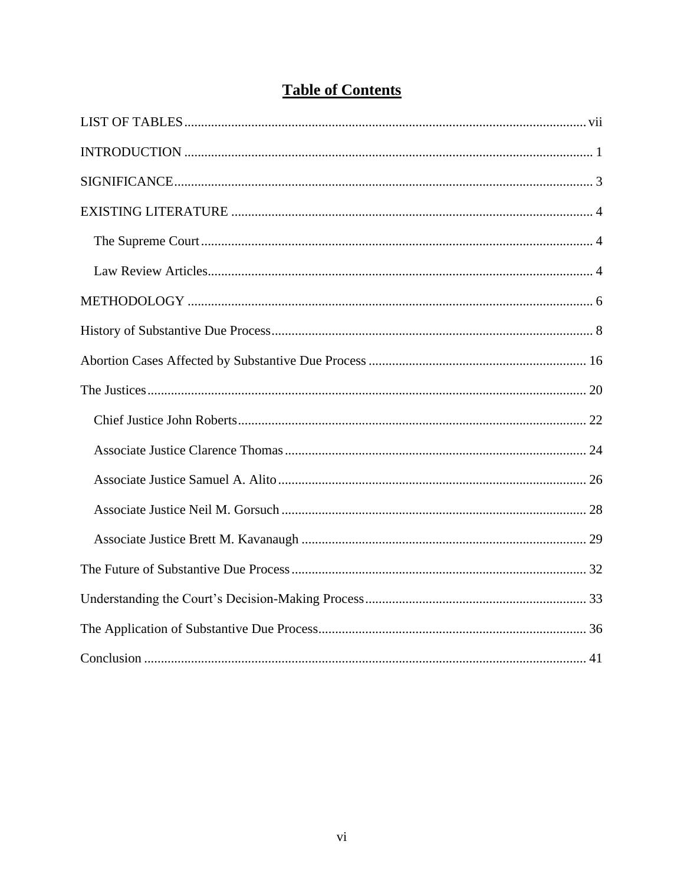# **Table of Contents**

LIST OF TABLES ........ vii

INTRODUCTION ........ 1

SIGNIFICANCE ........ 3

EXISTING LITERATURE ........ 4

- The Supreme Court ........ 4
- Law Review Articles ........ 4

METHODOLOGY ........ 6

History of Substantive Due Process ........ 8

Abortion Cases Affected by Substantive Due Process ........ 16

The Justices ........ 20

- Chief Justice John Roberts ........ 22
- Associate Justice Clarence Thomas ........ 24
- Associate Justice Samuel A. Alito ........ 26
- Associate Justice Neil M. Gorsuch ........ 28
- Associate Justice Brett M. Kavanaugh ........ 29

The Future of Substantive Due Process ........ 32

Understanding the Court's Decision-Making Process ........ 33

The Application of Substantive Due Process ........ 36

Conclusion ........ 41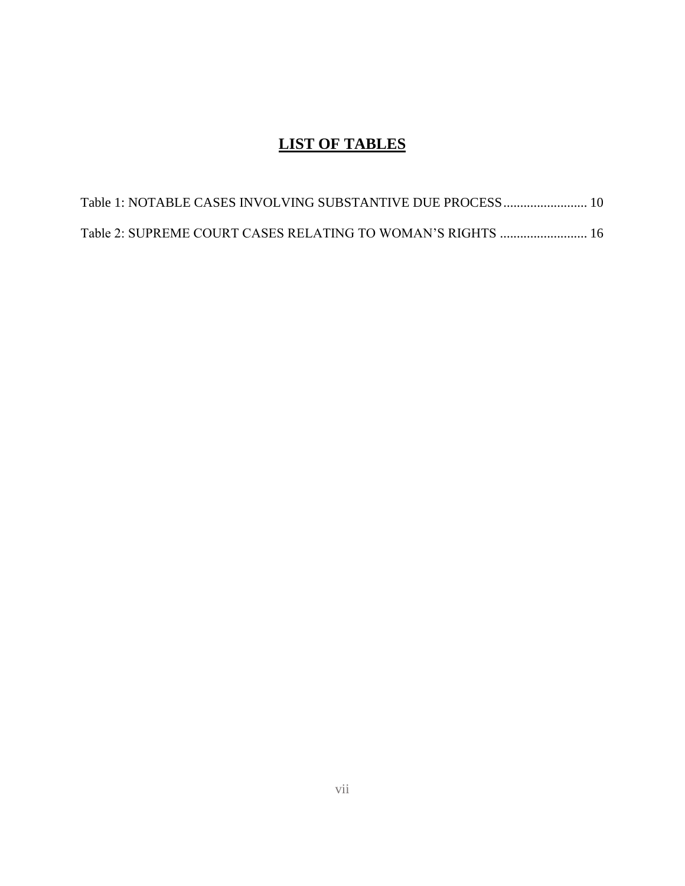# LIST OF TABLES

Table 1: NOTABLE CASES INVOLVING SUBSTANTIVE DUE PROCESS......................... 10

Table 2: SUPREME COURT CASES RELATING TO WOMAN'S RIGHTS .......................... 16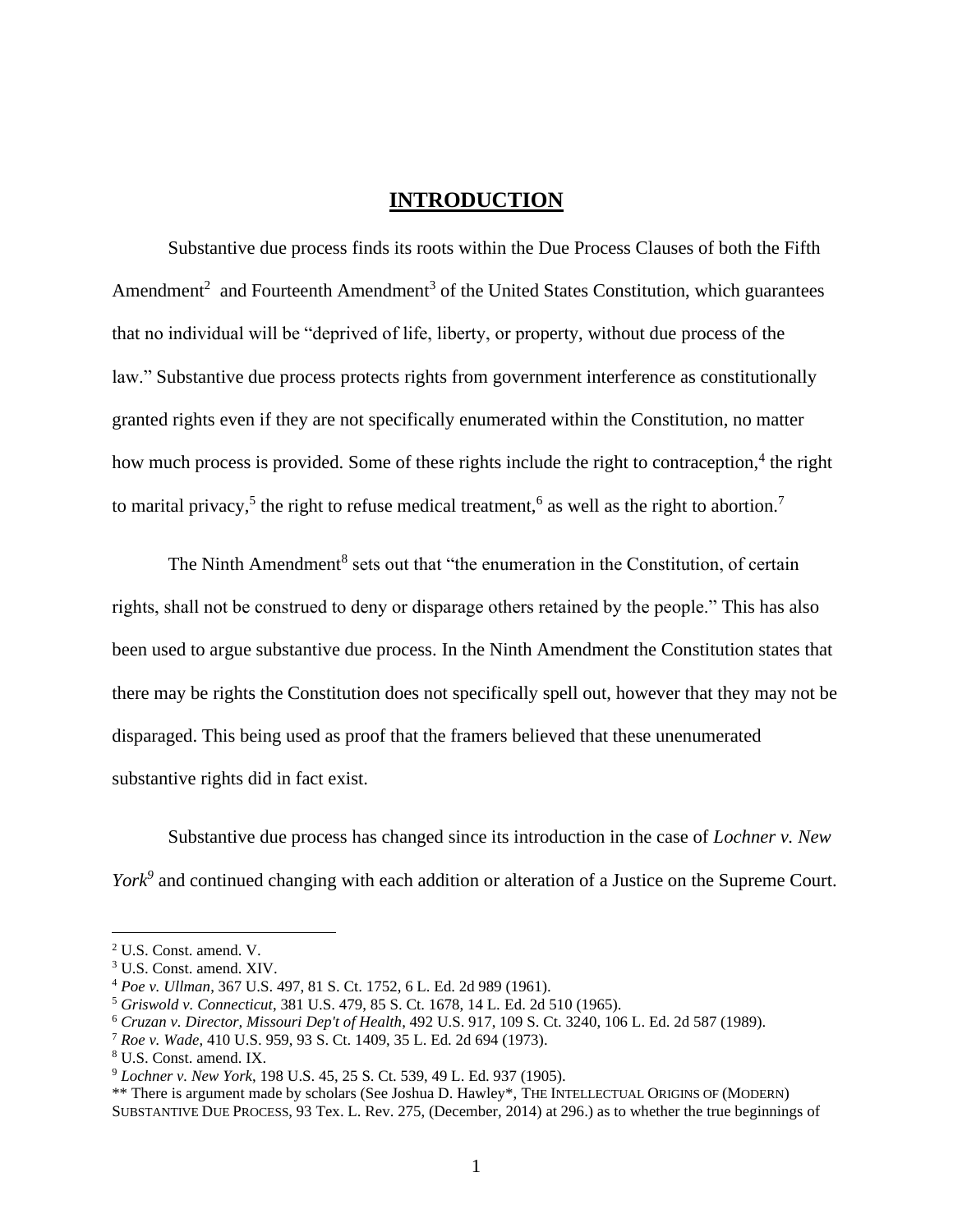## INTRODUCTION

Substantive due process finds its roots within the Due Process Clauses of both the Fifth Amendment[2] and Fourteenth Amendment[3] of the United States Constitution, which guarantees that no individual will be "deprived of life, liberty, or property, without due process of the law." Substantive due process protects rights from government interference as constitutionally granted rights even if they are not specifically enumerated within the Constitution, no matter how much process is provided. Some of these rights include the right to contraception,[4] the right to marital privacy,[5] the right to refuse medical treatment,[6] as well as the right to abortion.[7]

The Ninth Amendment[8] sets out that "the enumeration in the Constitution, of certain rights, shall not be construed to deny or disparage others retained by the people." This has also been used to argue substantive due process. In the Ninth Amendment the Constitution states that there may be rights the Constitution does not specifically spell out, however that they may not be disparaged. This being used as proof that the framers believed that these unenumerated substantive rights did in fact exist.

Substantive due process has changed since its introduction in the case of *Lochner v. New York*[9] and continued changing with each addition or alteration of a Justice on the Supreme Court.

---

[2] U.S. Const. amend. V.

[3] U.S. Const. amend. XIV.

[4] *Poe v. Ullman*, 367 U.S. 497, 81 S. Ct. 1752, 6 L. Ed. 2d 989 (1961).

[5] *Griswold v. Connecticut*, 381 U.S. 479, 85 S. Ct. 1678, 14 L. Ed. 2d 510 (1965).

[6] *Cruzan v. Director, Missouri Dep't of Health*, 492 U.S. 917, 109 S. Ct. 3240, 106 L. Ed. 2d 587 (1989).

[7] *Roe v. Wade*, 410 U.S. 959, 93 S. Ct. 1409, 35 L. Ed. 2d 694 (1973).

[8] U.S. Const. amend. IX.

[9] *Lochner v. New York*, 198 U.S. 45, 25 S. Ct. 539, 49 L. Ed. 937 (1905).

** There is argument made by scholars (See Joshua D. Hawley*, THE INTELLECTUAL ORIGINS OF (MODERN) SUBSTANTIVE DUE PROCESS, 93 Tex. L. Rev. 275, (December, 2014) at 296.) as to whether the true beginnings of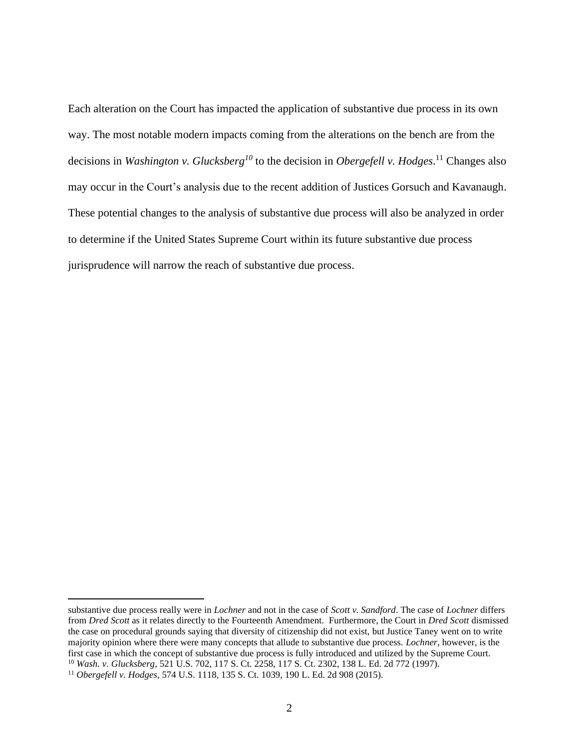Each alteration on the Court has impacted the application of substantive due process in its own way. The most notable modern impacts coming from the alterations on the bench are from the decisions in *Washington v. Glucksberg*[10] to the decision in *Obergefell v. Hodges*.[11] Changes also may occur in the Court's analysis due to the recent addition of Justices Gorsuch and Kavanaugh. These potential changes to the analysis of substantive due process will also be analyzed in order to determine if the United States Supreme Court within its future substantive due process jurisprudence will narrow the reach of substantive due process.

---

substantive due process really were in *Lochner* and not in the case of *Scott v. Sandford*. The case of *Lochner* differs from *Dred Scott* as it relates directly to the Fourteenth Amendment. Furthermore, the Court in *Dred Scott* dismissed the case on procedural grounds saying that diversity of citizenship did not exist, but Justice Taney went on to write majority opinion where there were many concepts that allude to substantive due process. *Lochner*, however, is the first case in which the concept of substantive due process is fully introduced and utilized by the Supreme Court.

[10] *Wash. v. Glucksberg*, 521 U.S. 702, 117 S. Ct. 2258, 117 S. Ct. 2302, 138 L. Ed. 2d 772 (1997).

[11] *Obergefell v. Hodges*, 574 U.S. 1118, 135 S. Ct. 1039, 190 L. Ed. 2d 908 (2015).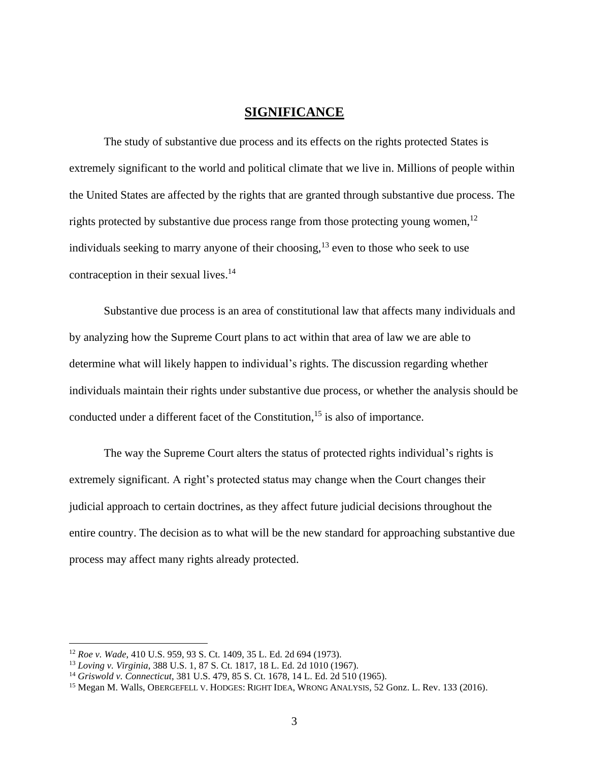## SIGNIFICANCE

The study of substantive due process and its effects on the rights protected States is extremely significant to the world and political climate that we live in. Millions of people within the United States are affected by the rights that are granted through substantive due process. The rights protected by substantive due process range from those protecting young women,[12] individuals seeking to marry anyone of their choosing,[13] even to those who seek to use contraception in their sexual lives.[14]

Substantive due process is an area of constitutional law that affects many individuals and by analyzing how the Supreme Court plans to act within that area of law we are able to determine what will likely happen to individual's rights. The discussion regarding whether individuals maintain their rights under substantive due process, or whether the analysis should be conducted under a different facet of the Constitution,[15] is also of importance.

The way the Supreme Court alters the status of protected rights individual's rights is extremely significant. A right's protected status may change when the Court changes their judicial approach to certain doctrines, as they affect future judicial decisions throughout the entire country. The decision as to what will be the new standard for approaching substantive due process may affect many rights already protected.

---

[12] *Roe v. Wade*, 410 U.S. 959, 93 S. Ct. 1409, 35 L. Ed. 2d 694 (1973).

[13] *Loving v. Virginia*, 388 U.S. 1, 87 S. Ct. 1817, 18 L. Ed. 2d 1010 (1967).

[14] *Griswold v. Connecticut*, 381 U.S. 479, 85 S. Ct. 1678, 14 L. Ed. 2d 510 (1965).

[15] Megan M. Walls, OBERGEFELL V. HODGES: RIGHT IDEA, WRONG ANALYSIS, 52 Gonz. L. Rev. 133 (2016).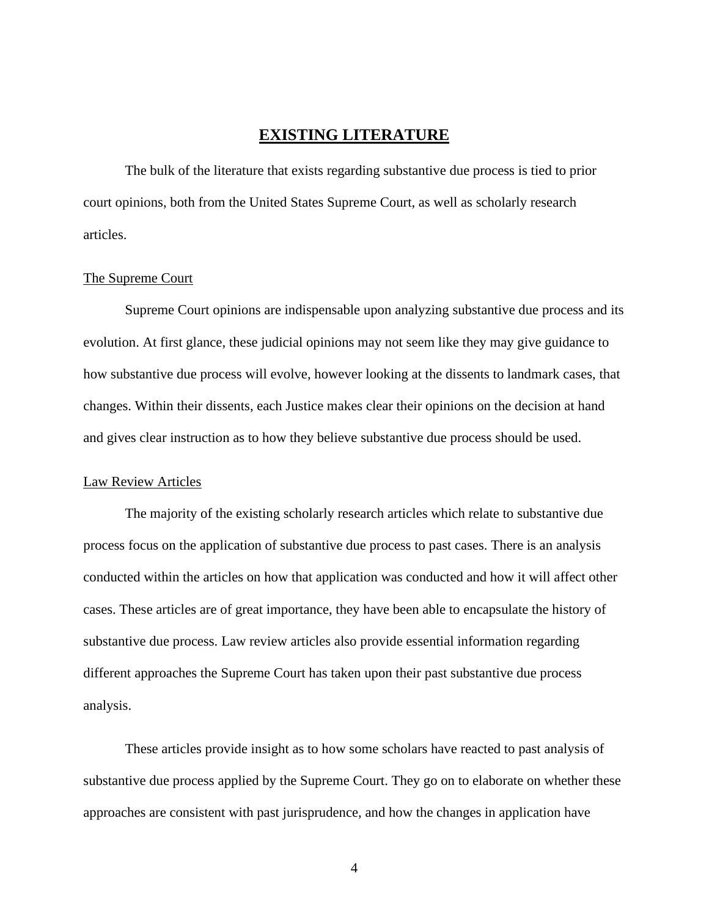# EXISTING LITERATURE

The bulk of the literature that exists regarding substantive due process is tied to prior court opinions, both from the United States Supreme Court, as well as scholarly research articles.

## The Supreme Court

Supreme Court opinions are indispensable upon analyzing substantive due process and its evolution. At first glance, these judicial opinions may not seem like they may give guidance to how substantive due process will evolve, however looking at the dissents to landmark cases, that changes. Within their dissents, each Justice makes clear their opinions on the decision at hand and gives clear instruction as to how they believe substantive due process should be used.

## Law Review Articles

The majority of the existing scholarly research articles which relate to substantive due process focus on the application of substantive due process to past cases. There is an analysis conducted within the articles on how that application was conducted and how it will affect other cases. These articles are of great importance, they have been able to encapsulate the history of substantive due process. Law review articles also provide essential information regarding different approaches the Supreme Court has taken upon their past substantive due process analysis.

These articles provide insight as to how some scholars have reacted to past analysis of substantive due process applied by the Supreme Court. They go on to elaborate on whether these approaches are consistent with past jurisprudence, and how the changes in application have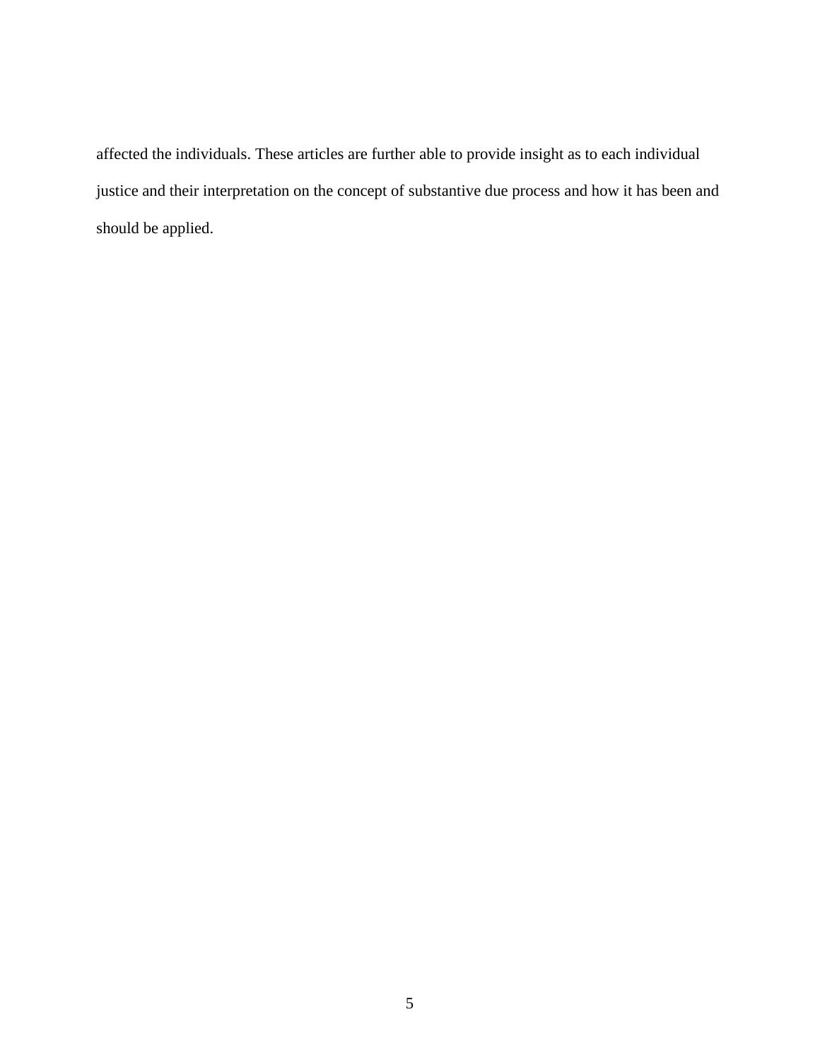affected the individuals. These articles are further able to provide insight as to each individual justice and their interpretation on the concept of substantive due process and how it has been and should be applied.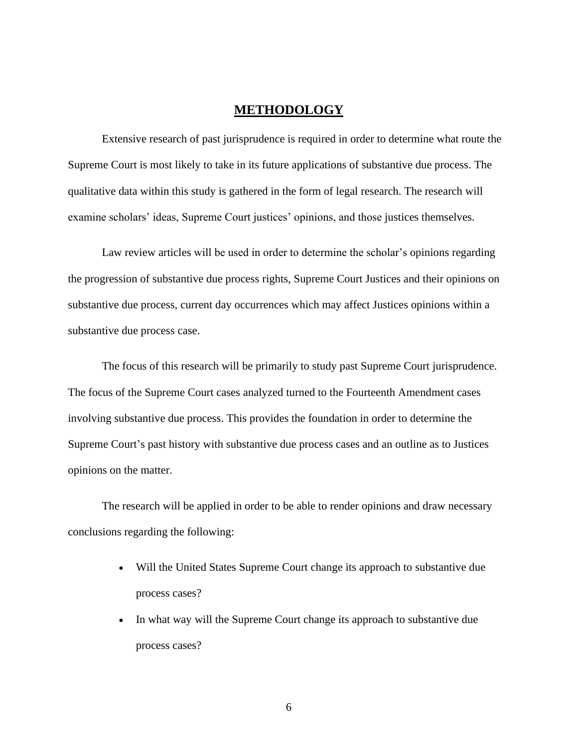# METHODOLOGY

Extensive research of past jurisprudence is required in order to determine what route the Supreme Court is most likely to take in its future applications of substantive due process. The qualitative data within this study is gathered in the form of legal research. The research will examine scholars' ideas, Supreme Court justices' opinions, and those justices themselves.

Law review articles will be used in order to determine the scholar's opinions regarding the progression of substantive due process rights, Supreme Court Justices and their opinions on substantive due process, current day occurrences which may affect Justices opinions within a substantive due process case.

The focus of this research will be primarily to study past Supreme Court jurisprudence. The focus of the Supreme Court cases analyzed turned to the Fourteenth Amendment cases involving substantive due process. This provides the foundation in order to determine the Supreme Court's past history with substantive due process cases and an outline as to Justices opinions on the matter.

The research will be applied in order to be able to render opinions and draw necessary conclusions regarding the following:

- Will the United States Supreme Court change its approach to substantive due process cases?
- In what way will the Supreme Court change its approach to substantive due process cases?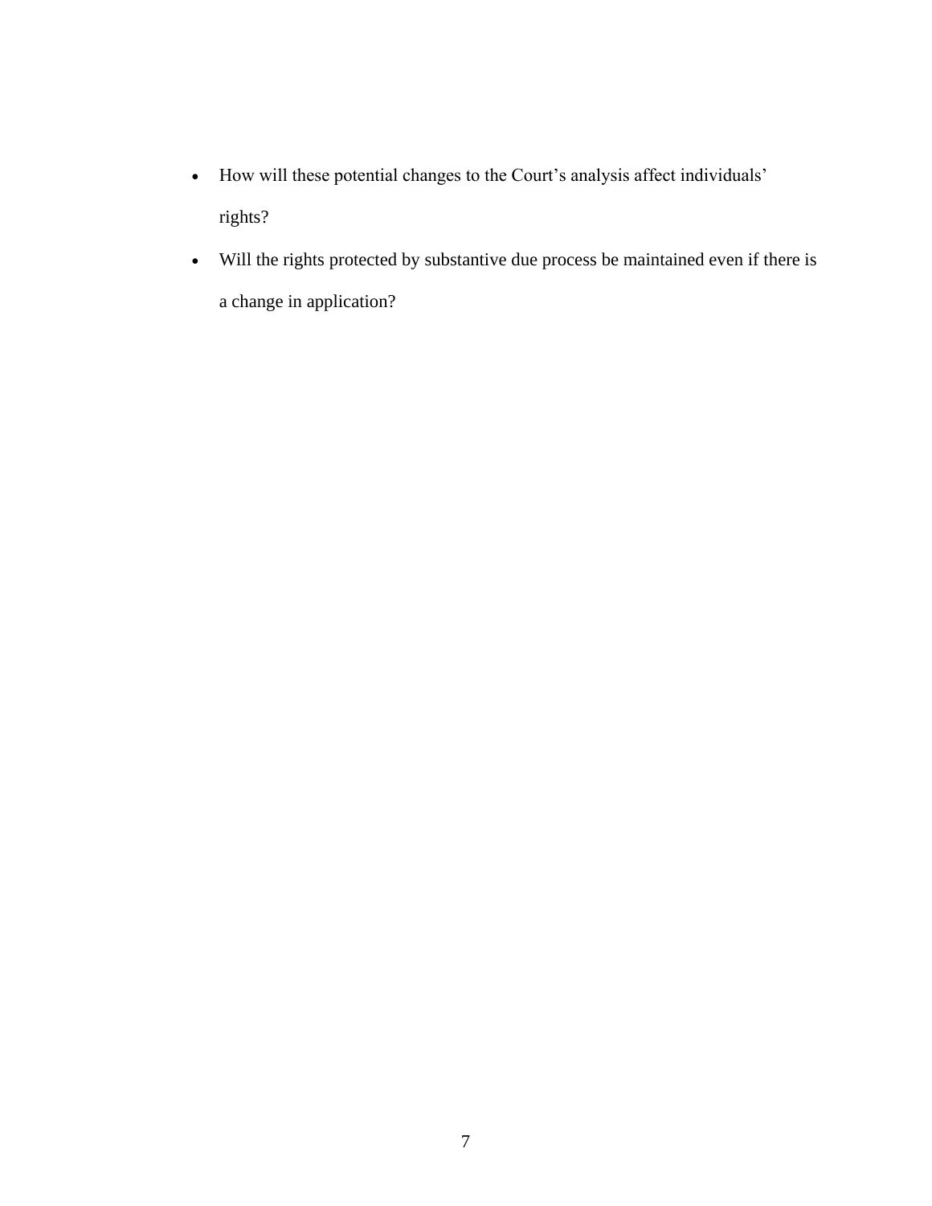- How will these potential changes to the Court’s analysis affect individuals’ rights?
- Will the rights protected by substantive due process be maintained even if there is a change in application?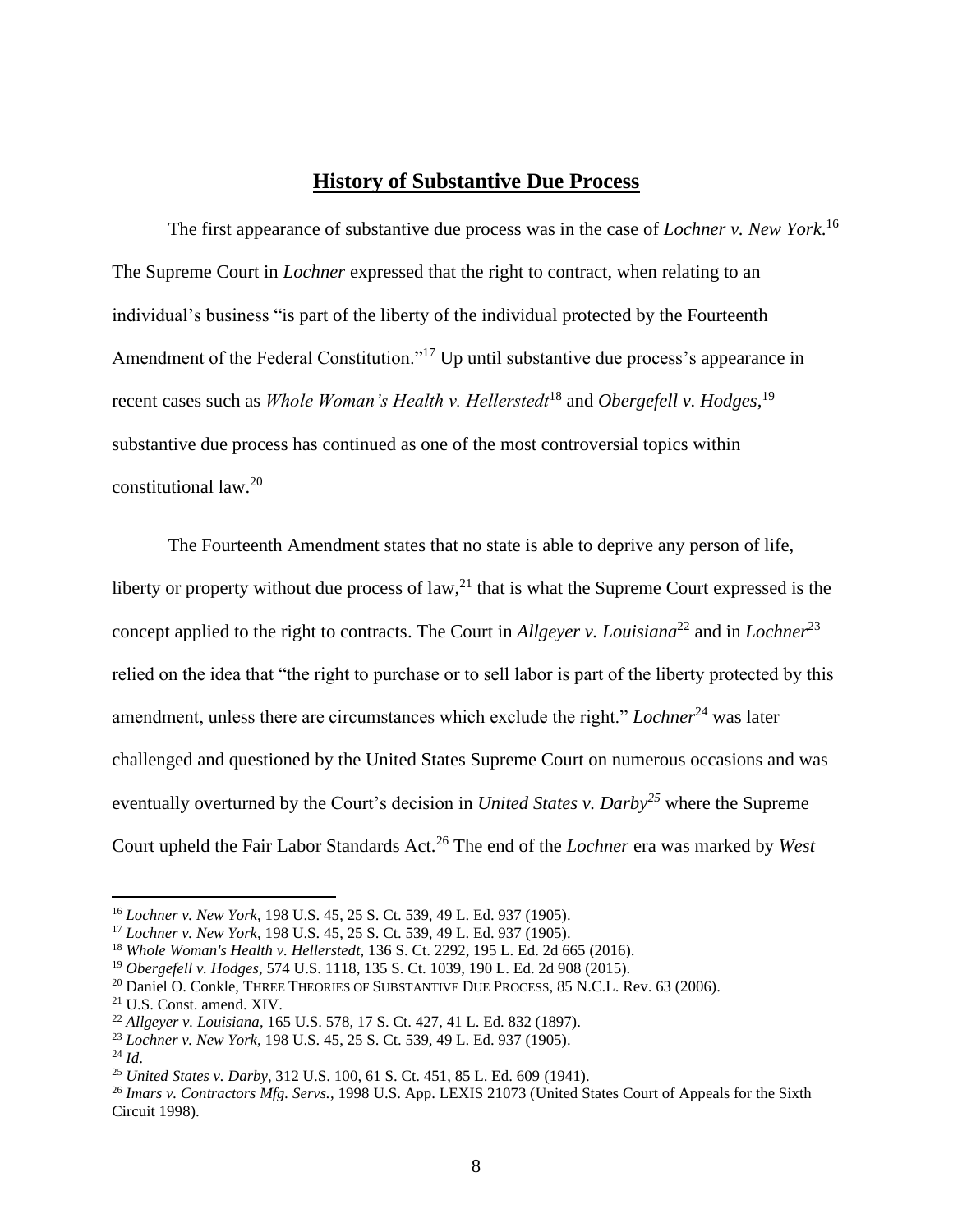## **History of Substantive Due Process**

The first appearance of substantive due process was in the case of *Lochner v. New York*.[16] The Supreme Court in *Lochner* expressed that the right to contract, when relating to an individual's business "is part of the liberty of the individual protected by the Fourteenth Amendment of the Federal Constitution."[17] Up until substantive due process's appearance in recent cases such as *Whole Woman's Health v. Hellerstedt*[18] and *Obergefell v. Hodges*,[19] substantive due process has continued as one of the most controversial topics within constitutional law.[20]

The Fourteenth Amendment states that no state is able to deprive any person of life, liberty or property without due process of law,[21] that is what the Supreme Court expressed is the concept applied to the right to contracts. The Court in *Allgeyer v. Louisiana*[22] and in *Lochner*[23] relied on the idea that "the right to purchase or to sell labor is part of the liberty protected by this amendment, unless there are circumstances which exclude the right." *Lochner*[24] was later challenged and questioned by the United States Supreme Court on numerous occasions and was eventually overturned by the Court's decision in *United States v. Darby*[25] where the Supreme Court upheld the Fair Labor Standards Act.[26] The end of the *Lochner* era was marked by *West*

---

[16] *Lochner v. New York*, 198 U.S. 45, 25 S. Ct. 539, 49 L. Ed. 937 (1905).
[17] *Lochner v. New York*, 198 U.S. 45, 25 S. Ct. 539, 49 L. Ed. 937 (1905).
[18] *Whole Woman's Health v. Hellerstedt*, 136 S. Ct. 2292, 195 L. Ed. 2d 665 (2016).
[19] *Obergefell v. Hodges*, 574 U.S. 1118, 135 S. Ct. 1039, 190 L. Ed. 2d 908 (2015).
[20] Daniel O. Conkle, THREE THEORIES OF SUBSTANTIVE DUE PROCESS, 85 N.C.L. Rev. 63 (2006).
[21] U.S. Const. amend. XIV.
[22] *Allgeyer v. Louisiana*, 165 U.S. 578, 17 S. Ct. 427, 41 L. Ed. 832 (1897).
[23] *Lochner v. New York*, 198 U.S. 45, 25 S. Ct. 539, 49 L. Ed. 937 (1905).
[24] *Id*.
[25] *United States v. Darby*, 312 U.S. 100, 61 S. Ct. 451, 85 L. Ed. 609 (1941).
[26] *Imars v. Contractors Mfg. Servs.*, 1998 U.S. App. LEXIS 21073 (United States Court of Appeals for the Sixth Circuit 1998).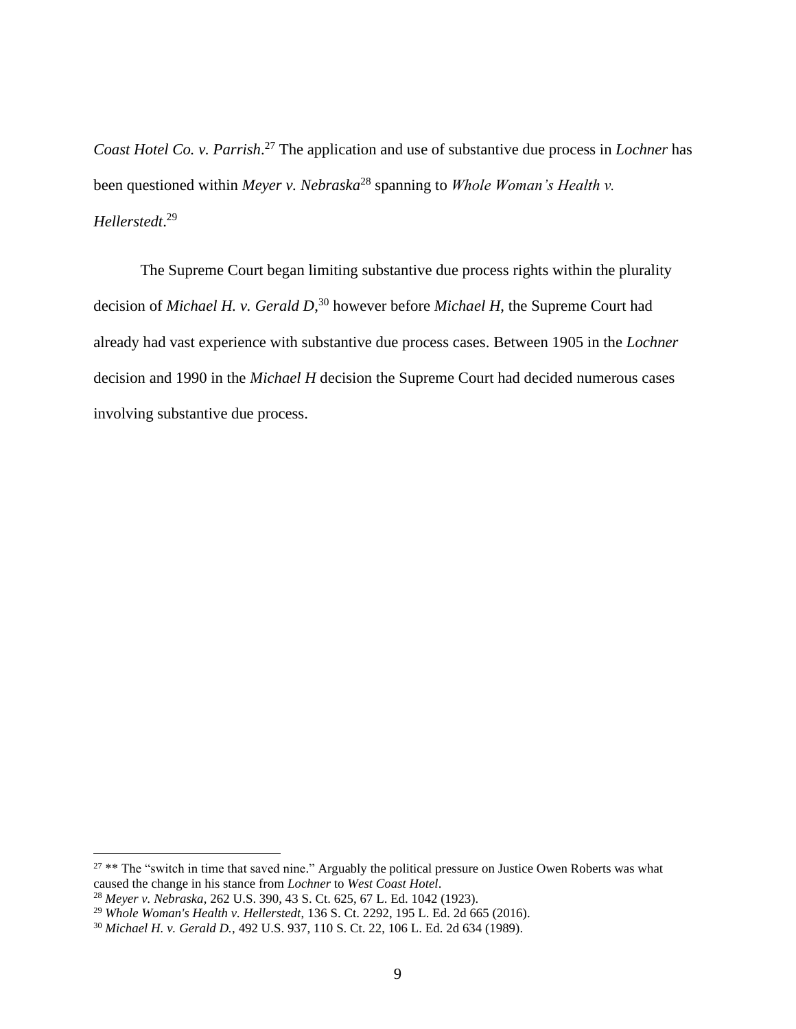*Coast Hotel Co. v. Parrish*.[27] The application and use of substantive due process in *Lochner* has been questioned within *Meyer v. Nebraska*[28] spanning to *Whole Woman's Health v. Hellerstedt*.[29]

The Supreme Court began limiting substantive due process rights within the plurality decision of *Michael H. v. Gerald D*,[30] however before *Michael H*, the Supreme Court had already had vast experience with substantive due process cases. Between 1905 in the *Lochner* decision and 1990 in the *Michael H* decision the Supreme Court had decided numerous cases involving substantive due process.

---

[27] ** The "switch in time that saved nine." Arguably the political pressure on Justice Owen Roberts was what caused the change in his stance from *Lochner* to *West Coast Hotel*.

[28] *Meyer v. Nebraska*, 262 U.S. 390, 43 S. Ct. 625, 67 L. Ed. 1042 (1923).

[29] *Whole Woman's Health v. Hellerstedt*, 136 S. Ct. 2292, 195 L. Ed. 2d 665 (2016).

[30] *Michael H. v. Gerald D.*, 492 U.S. 937, 110 S. Ct. 22, 106 L. Ed. 2d 634 (1989).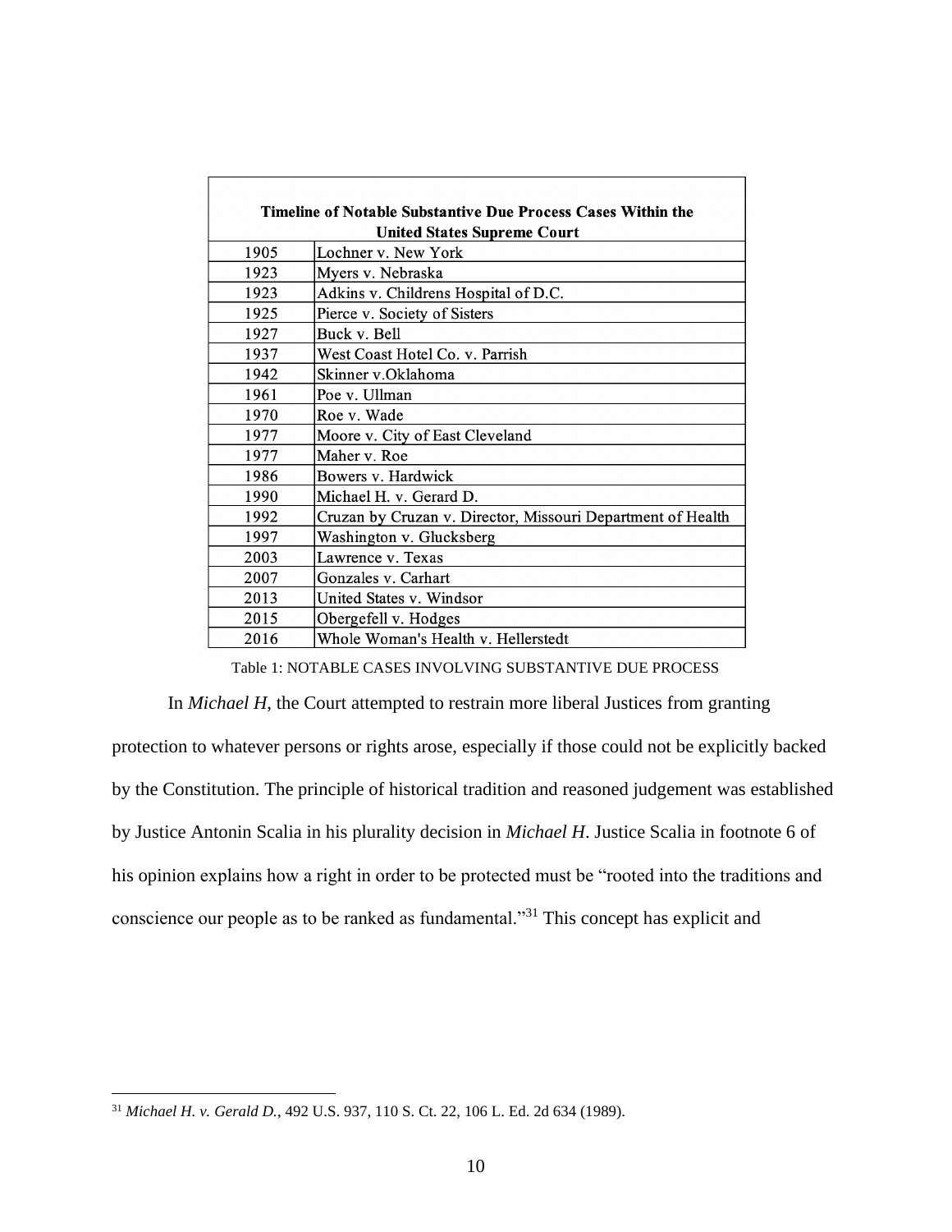| Timeline of Notable Substantive Due Process Cases Within the United States Supreme Court | |
|---|---|
| 1905 | Lochner v. New York |
| 1923 | Myers v. Nebraska |
| 1923 | Adkins v. Childrens Hospital of D.C. |
| 1925 | Pierce v. Society of Sisters |
| 1927 | Buck v. Bell |
| 1937 | West Coast Hotel Co. v. Parrish |
| 1942 | Skinner v.Oklahoma |
| 1961 | Poe v. Ullman |
| 1970 | Roe v. Wade |
| 1977 | Moore v. City of East Cleveland |
| 1977 | Maher v. Roe |
| 1986 | Bowers v. Hardwick |
| 1990 | Michael H. v. Gerard D. |
| 1992 | Cruzan by Cruzan v. Director, Missouri Department of Health |
| 1997 | Washington v. Glucksberg |
| 2003 | Lawrence v. Texas |
| 2007 | Gonzales v. Carhart |
| 2013 | United States v. Windsor |
| 2015 | Obergefell v. Hodges |
| 2016 | Whole Woman's Health v. Hellerstedt |

Table 1: NOTABLE CASES INVOLVING SUBSTANTIVE DUE PROCESS

In *Michael H*, the Court attempted to restrain more liberal Justices from granting protection to whatever persons or rights arose, especially if those could not be explicitly backed by the Constitution. The principle of historical tradition and reasoned judgement was established by Justice Antonin Scalia in his plurality decision in *Michael H*. Justice Scalia in footnote 6 of his opinion explains how a right in order to be protected must be "rooted into the traditions and conscience our people as to be ranked as fundamental."[31] This concept has explicit and

---

[31] *Michael H. v. Gerald D.*, 492 U.S. 937, 110 S. Ct. 22, 106 L. Ed. 2d 634 (1989).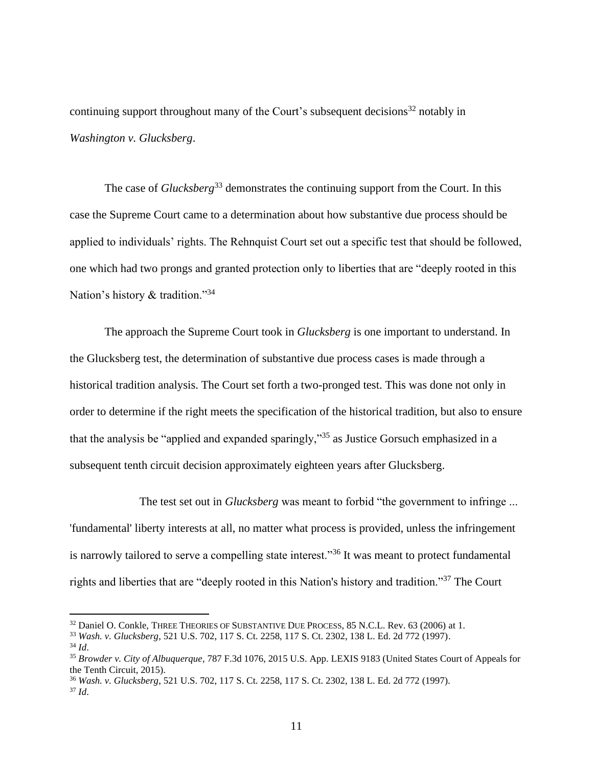continuing support throughout many of the Court's subsequent decisions[32] notably in *Washington v. Glucksberg*.

The case of *Glucksberg*[33] demonstrates the continuing support from the Court. In this case the Supreme Court came to a determination about how substantive due process should be applied to individuals' rights. The Rehnquist Court set out a specific test that should be followed, one which had two prongs and granted protection only to liberties that are "deeply rooted in this Nation's history & tradition."[34]

The approach the Supreme Court took in *Glucksberg* is one important to understand. In the Glucksberg test, the determination of substantive due process cases is made through a historical tradition analysis. The Court set forth a two-pronged test. This was done not only in order to determine if the right meets the specification of the historical tradition, but also to ensure that the analysis be "applied and expanded sparingly,"[35] as Justice Gorsuch emphasized in a subsequent tenth circuit decision approximately eighteen years after Glucksberg.

The test set out in *Glucksberg* was meant to forbid "the government to infringe ... 'fundamental' liberty interests at all, no matter what process is provided, unless the infringement is narrowly tailored to serve a compelling state interest."[36] It was meant to protect fundamental rights and liberties that are "deeply rooted in this Nation's history and tradition."[37] The Court

---

[32] Daniel O. Conkle, THREE THEORIES OF SUBSTANTIVE DUE PROCESS, 85 N.C.L. Rev. 63 (2006) at 1.

[33] *Wash. v. Glucksberg*, 521 U.S. 702, 117 S. Ct. 2258, 117 S. Ct. 2302, 138 L. Ed. 2d 772 (1997).

[34] *Id*.

[35] *Browder v. City of Albuquerque*, 787 F.3d 1076, 2015 U.S. App. LEXIS 9183 (United States Court of Appeals for the Tenth Circuit, 2015).

[36] *Wash. v. Glucksberg*, 521 U.S. 702, 117 S. Ct. 2258, 117 S. Ct. 2302, 138 L. Ed. 2d 772 (1997).

[37] *Id*.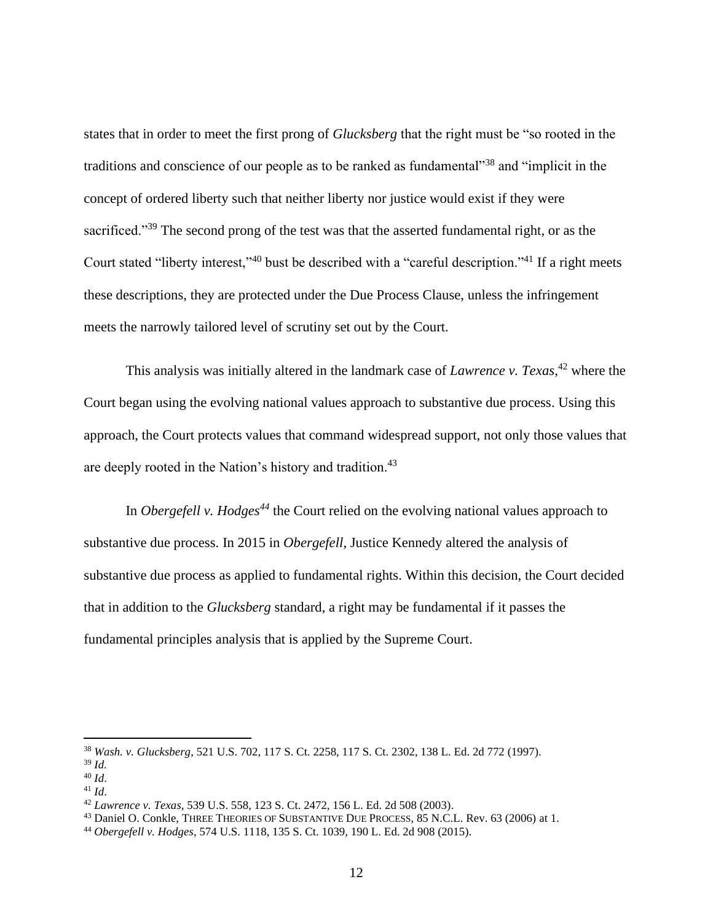states that in order to meet the first prong of *Glucksberg* that the right must be "so rooted in the traditions and conscience of our people as to be ranked as fundamental"[38] and "implicit in the concept of ordered liberty such that neither liberty nor justice would exist if they were sacrificed."[39] The second prong of the test was that the asserted fundamental right, or as the Court stated "liberty interest,"[40] bust be described with a "careful description."[41] If a right meets these descriptions, they are protected under the Due Process Clause, unless the infringement meets the narrowly tailored level of scrutiny set out by the Court.

This analysis was initially altered in the landmark case of *Lawrence v. Texas*,[42] where the Court began using the evolving national values approach to substantive due process. Using this approach, the Court protects values that command widespread support, not only those values that are deeply rooted in the Nation's history and tradition.[43]

In *Obergefell v. Hodges*[44] the Court relied on the evolving national values approach to substantive due process. In 2015 in *Obergefell*, Justice Kennedy altered the analysis of substantive due process as applied to fundamental rights. Within this decision, the Court decided that in addition to the *Glucksberg* standard, a right may be fundamental if it passes the fundamental principles analysis that is applied by the Supreme Court.

---

[38] *Wash. v. Glucksberg*, 521 U.S. 702, 117 S. Ct. 2258, 117 S. Ct. 2302, 138 L. Ed. 2d 772 (1997).
[39] *Id.*
[40] *Id.*
[41] *Id.*
[42] *Lawrence v. Texas*, 539 U.S. 558, 123 S. Ct. 2472, 156 L. Ed. 2d 508 (2003).
[43] Daniel O. Conkle, THREE THEORIES OF SUBSTANTIVE DUE PROCESS, 85 N.C.L. Rev. 63 (2006) at 1.
[44] *Obergefell v. Hodges*, 574 U.S. 1118, 135 S. Ct. 1039, 190 L. Ed. 2d 908 (2015).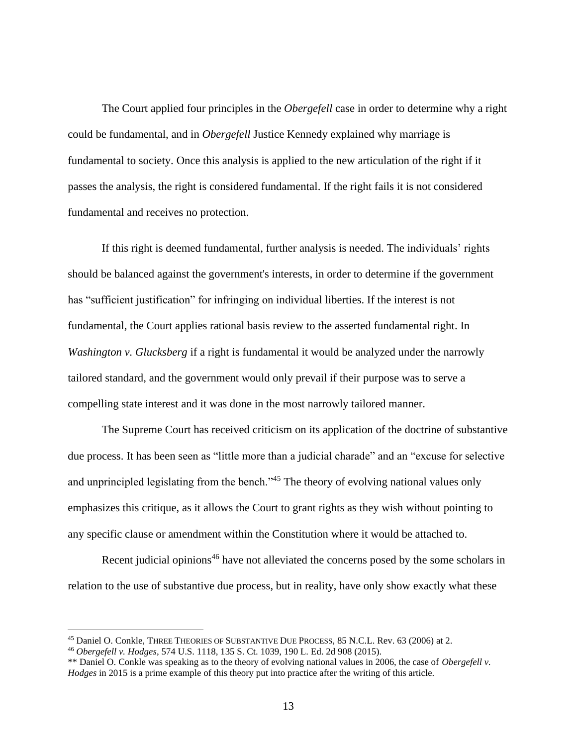The Court applied four principles in the *Obergefell* case in order to determine why a right could be fundamental, and in *Obergefell* Justice Kennedy explained why marriage is fundamental to society. Once this analysis is applied to the new articulation of the right if it passes the analysis, the right is considered fundamental. If the right fails it is not considered fundamental and receives no protection.

If this right is deemed fundamental, further analysis is needed. The individuals' rights should be balanced against the government's interests, in order to determine if the government has "sufficient justification" for infringing on individual liberties. If the interest is not fundamental, the Court applies rational basis review to the asserted fundamental right. In *Washington v. Glucksberg* if a right is fundamental it would be analyzed under the narrowly tailored standard, and the government would only prevail if their purpose was to serve a compelling state interest and it was done in the most narrowly tailored manner.

The Supreme Court has received criticism on its application of the doctrine of substantive due process. It has been seen as "little more than a judicial charade" and an "excuse for selective and unprincipled legislating from the bench."[45] The theory of evolving national values only emphasizes this critique, as it allows the Court to grant rights as they wish without pointing to any specific clause or amendment within the Constitution where it would be attached to.

Recent judicial opinions[46] have not alleviated the concerns posed by the some scholars in relation to the use of substantive due process, but in reality, have only show exactly what these

---

[45] Daniel O. Conkle, THREE THEORIES OF SUBSTANTIVE DUE PROCESS, 85 N.C.L. Rev. 63 (2006) at 2.

[46] *Obergefell v. Hodges*, 574 U.S. 1118, 135 S. Ct. 1039, 190 L. Ed. 2d 908 (2015).

** Daniel O. Conkle was speaking as to the theory of evolving national values in 2006, the case of *Obergefell v. Hodges* in 2015 is a prime example of this theory put into practice after the writing of this article.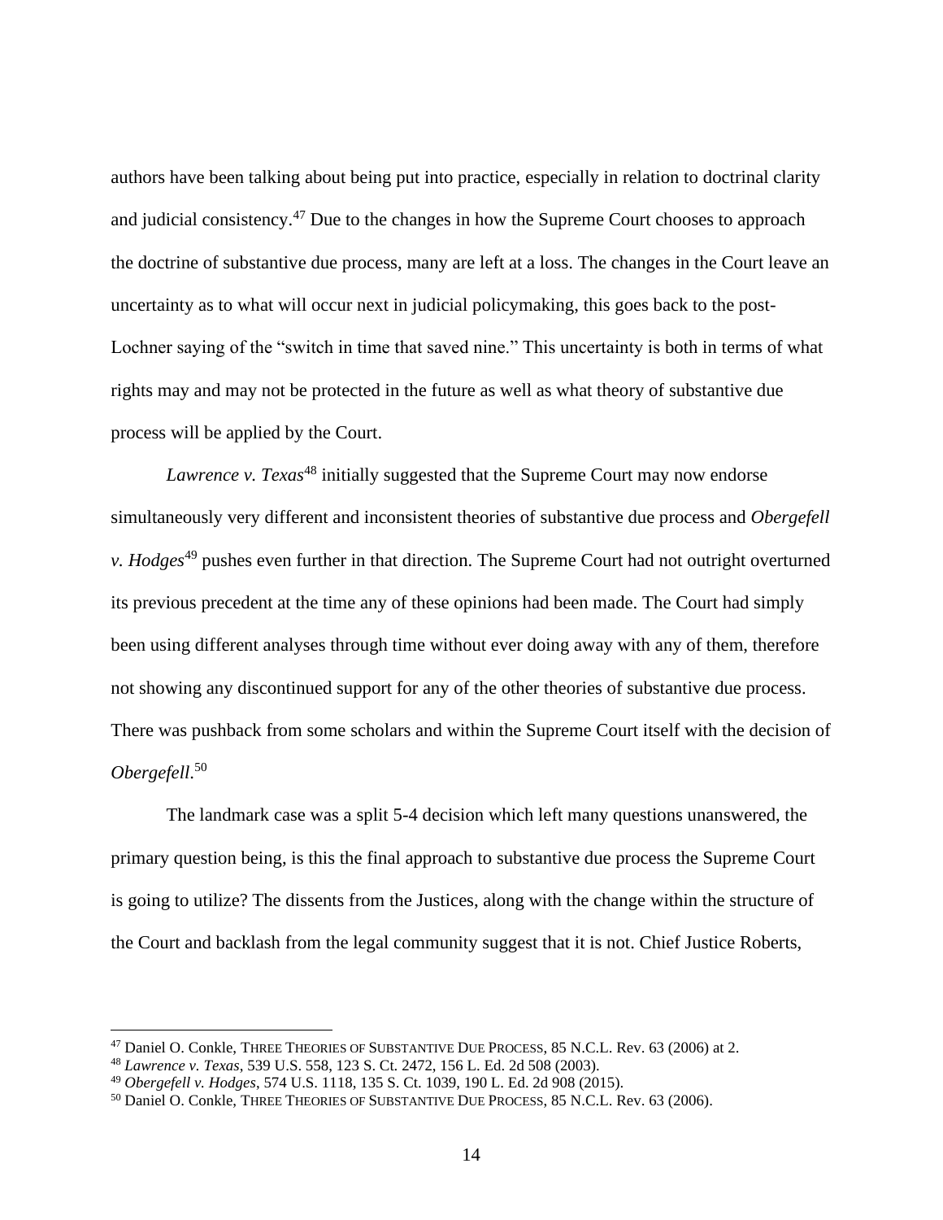authors have been talking about being put into practice, especially in relation to doctrinal clarity and judicial consistency.[47] Due to the changes in how the Supreme Court chooses to approach the doctrine of substantive due process, many are left at a loss. The changes in the Court leave an uncertainty as to what will occur next in judicial policymaking, this goes back to the post-Lochner saying of the "switch in time that saved nine." This uncertainty is both in terms of what rights may and may not be protected in the future as well as what theory of substantive due process will be applied by the Court.

*Lawrence v. Texas*[48] initially suggested that the Supreme Court may now endorse simultaneously very different and inconsistent theories of substantive due process and *Obergefell v. Hodges*[49] pushes even further in that direction. The Supreme Court had not outright overturned its previous precedent at the time any of these opinions had been made. The Court had simply been using different analyses through time without ever doing away with any of them, therefore not showing any discontinued support for any of the other theories of substantive due process. There was pushback from some scholars and within the Supreme Court itself with the decision of *Obergefell*.[50]

The landmark case was a split 5-4 decision which left many questions unanswered, the primary question being, is this the final approach to substantive due process the Supreme Court is going to utilize? The dissents from the Justices, along with the change within the structure of the Court and backlash from the legal community suggest that it is not. Chief Justice Roberts,

---

[47] Daniel O. Conkle, THREE THEORIES OF SUBSTANTIVE DUE PROCESS, 85 N.C.L. Rev. 63 (2006) at 2.

[48] *Lawrence v. Texas*, 539 U.S. 558, 123 S. Ct. 2472, 156 L. Ed. 2d 508 (2003).

[49] *Obergefell v. Hodges*, 574 U.S. 1118, 135 S. Ct. 1039, 190 L. Ed. 2d 908 (2015).

[50] Daniel O. Conkle, THREE THEORIES OF SUBSTANTIVE DUE PROCESS, 85 N.C.L. Rev. 63 (2006).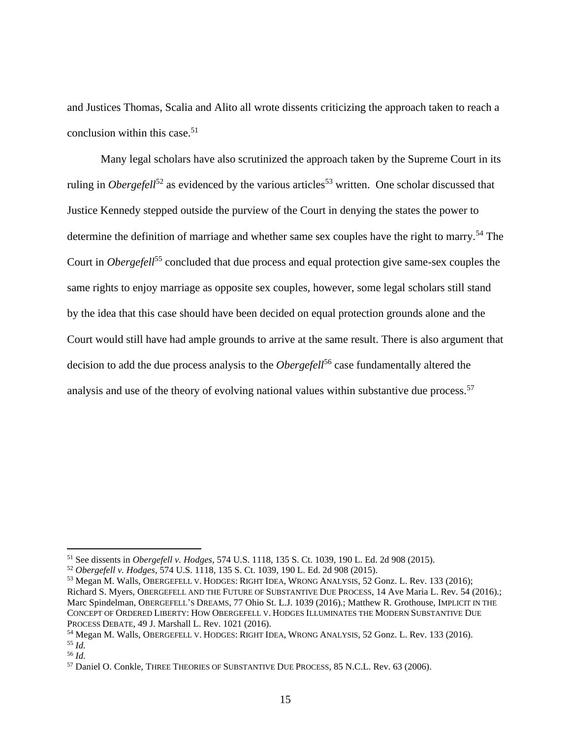and Justices Thomas, Scalia and Alito all wrote dissents criticizing the approach taken to reach a conclusion within this case.[51]

Many legal scholars have also scrutinized the approach taken by the Supreme Court in its ruling in *Obergefell*[52] as evidenced by the various articles[53] written. One scholar discussed that Justice Kennedy stepped outside the purview of the Court in denying the states the power to determine the definition of marriage and whether same sex couples have the right to marry.[54] The Court in *Obergefell*[55] concluded that due process and equal protection give same-sex couples the same rights to enjoy marriage as opposite sex couples, however, some legal scholars still stand by the idea that this case should have been decided on equal protection grounds alone and the Court would still have had ample grounds to arrive at the same result. There is also argument that decision to add the due process analysis to the *Obergefell*[56] case fundamentally altered the analysis and use of the theory of evolving national values within substantive due process.[57]

---

[51] See dissents in *Obergefell v. Hodges*, 574 U.S. 1118, 135 S. Ct. 1039, 190 L. Ed. 2d 908 (2015).

[52] *Obergefell v. Hodges*, 574 U.S. 1118, 135 S. Ct. 1039, 190 L. Ed. 2d 908 (2015).

[53] Megan M. Walls, OBERGEFELL V. HODGES: RIGHT IDEA, WRONG ANALYSIS, 52 Gonz. L. Rev. 133 (2016); Richard S. Myers, OBERGEFELL AND THE FUTURE OF SUBSTANTIVE DUE PROCESS, 14 Ave Maria L. Rev. 54 (2016).; Marc Spindelman, OBERGEFELL'S DREAMS, 77 Ohio St. L.J. 1039 (2016).; Matthew R. Grothouse, IMPLICIT IN THE CONCEPT OF ORDERED LIBERTY: HOW OBERGEFELL V. HODGES ILLUMINATES THE MODERN SUBSTANTIVE DUE PROCESS DEBATE, 49 J. Marshall L. Rev. 1021 (2016).

[54] Megan M. Walls, OBERGEFELL V. HODGES: RIGHT IDEA, WRONG ANALYSIS, 52 Gonz. L. Rev. 133 (2016).

[55] *Id.*

[56] *Id.*

[57] Daniel O. Conkle, THREE THEORIES OF SUBSTANTIVE DUE PROCESS, 85 N.C.L. Rev. 63 (2006).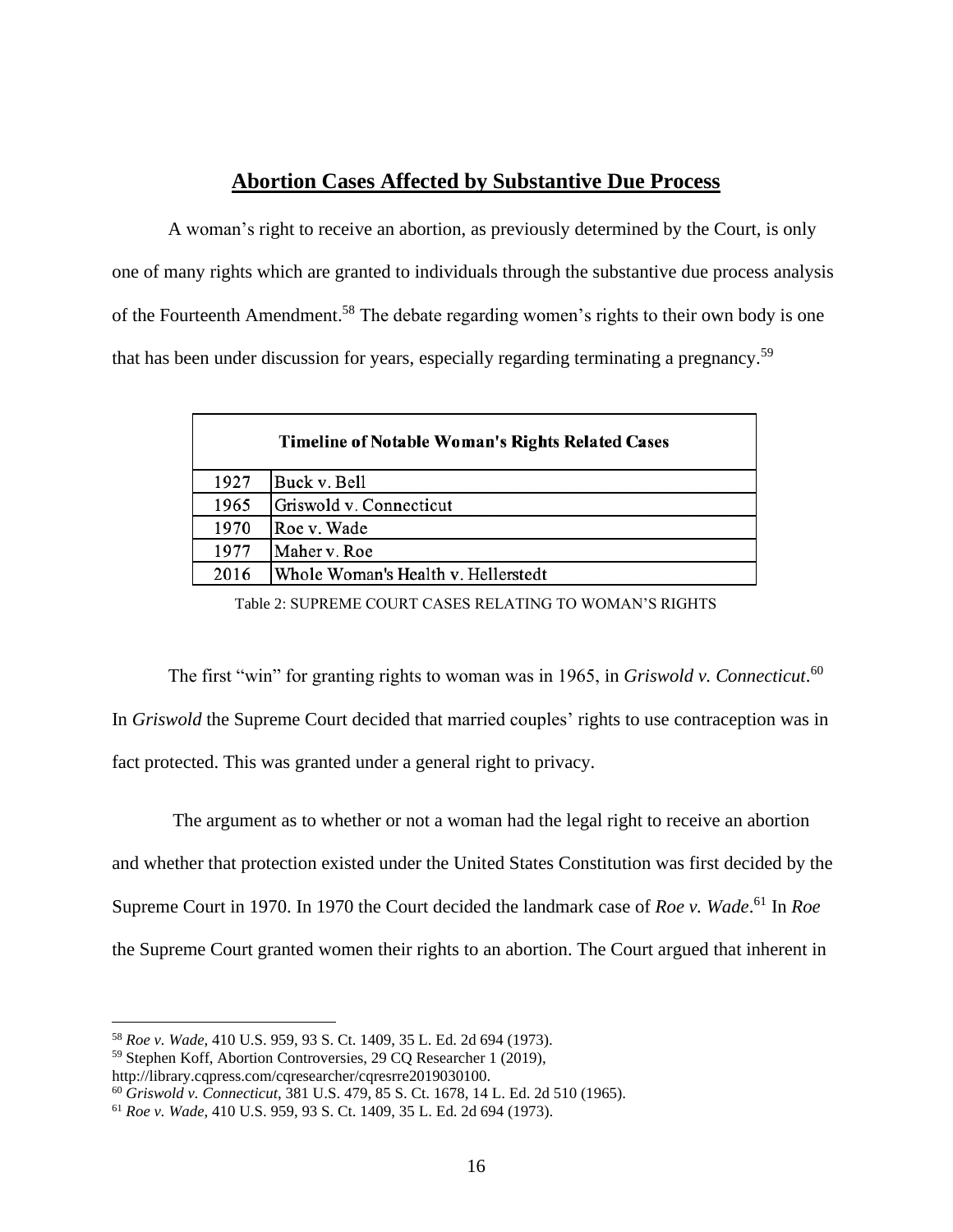## Abortion Cases Affected by Substantive Due Process

A woman's right to receive an abortion, as previously determined by the Court, is only one of many rights which are granted to individuals through the substantive due process analysis of the Fourteenth Amendment.[58] The debate regarding women's rights to their own body is one that has been under discussion for years, especially regarding terminating a pregnancy.[59]

| Timeline of Notable Woman's Rights Related Cases | |
|---|---|
| 1927 | Buck v. Bell |
| 1965 | Griswold v. Connecticut |
| 1970 | Roe v. Wade |
| 1977 | Maher v. Roe |
| 2016 | Whole Woman's Health v. Hellerstedt |

Table 2: SUPREME COURT CASES RELATING TO WOMAN'S RIGHTS

The first "win" for granting rights to woman was in 1965, in *Griswold v. Connecticut*.[60] In *Griswold* the Supreme Court decided that married couples' rights to use contraception was in fact protected. This was granted under a general right to privacy.

The argument as to whether or not a woman had the legal right to receive an abortion and whether that protection existed under the United States Constitution was first decided by the Supreme Court in 1970. In 1970 the Court decided the landmark case of *Roe v. Wade*.[61] In *Roe* the Supreme Court granted women their rights to an abortion. The Court argued that inherent in

---

[58] *Roe v. Wade*, 410 U.S. 959, 93 S. Ct. 1409, 35 L. Ed. 2d 694 (1973).
[59] Stephen Koff, Abortion Controversies, 29 CQ Researcher 1 (2019), http://library.cqpress.com/cqresearcher/cqresrre2019030100.
[60] *Griswold v. Connecticut*, 381 U.S. 479, 85 S. Ct. 1678, 14 L. Ed. 2d 510 (1965).
[61] *Roe v. Wade*, 410 U.S. 959, 93 S. Ct. 1409, 35 L. Ed. 2d 694 (1973).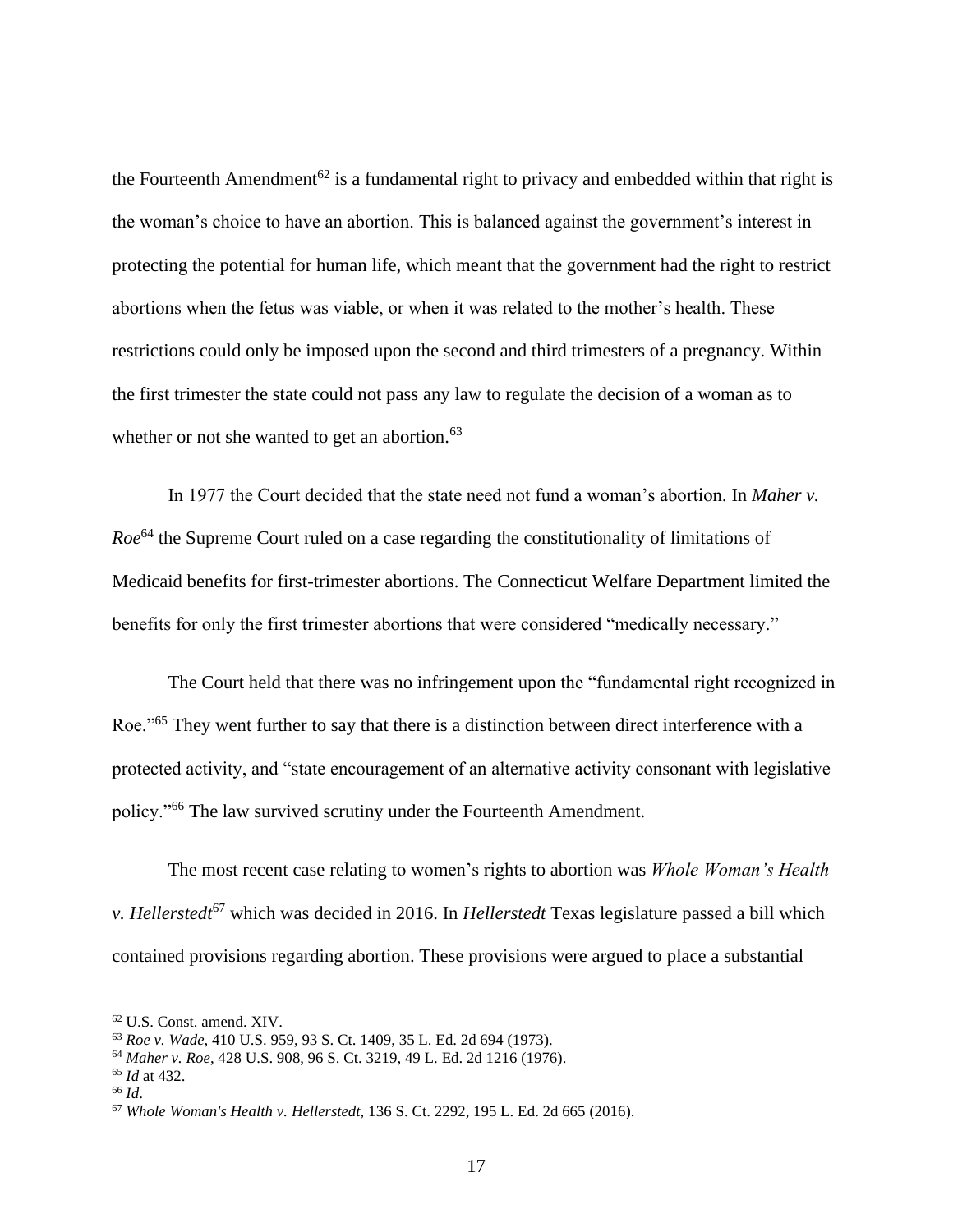the Fourteenth Amendment[62] is a fundamental right to privacy and embedded within that right is the woman's choice to have an abortion. This is balanced against the government's interest in protecting the potential for human life, which meant that the government had the right to restrict abortions when the fetus was viable, or when it was related to the mother's health. These restrictions could only be imposed upon the second and third trimesters of a pregnancy. Within the first trimester the state could not pass any law to regulate the decision of a woman as to whether or not she wanted to get an abortion.[63]

In 1977 the Court decided that the state need not fund a woman's abortion. In *Maher v. Roe*[64] the Supreme Court ruled on a case regarding the constitutionality of limitations of Medicaid benefits for first-trimester abortions. The Connecticut Welfare Department limited the benefits for only the first trimester abortions that were considered "medically necessary."

The Court held that there was no infringement upon the "fundamental right recognized in Roe."[65] They went further to say that there is a distinction between direct interference with a protected activity, and "state encouragement of an alternative activity consonant with legislative policy."[66] The law survived scrutiny under the Fourteenth Amendment.

The most recent case relating to women's rights to abortion was *Whole Woman's Health v. Hellerstedt*[67] which was decided in 2016. In *Hellerstedt* Texas legislature passed a bill which contained provisions regarding abortion. These provisions were argued to place a substantial

---

[62] U.S. Const. amend. XIV.

[63] *Roe v. Wade*, 410 U.S. 959, 93 S. Ct. 1409, 35 L. Ed. 2d 694 (1973).

[64] *Maher v. Roe*, 428 U.S. 908, 96 S. Ct. 3219, 49 L. Ed. 2d 1216 (1976).

[65] *Id* at 432.

[66] *Id*.

[67] *Whole Woman's Health v. Hellerstedt,* 136 S. Ct. 2292, 195 L. Ed. 2d 665 (2016).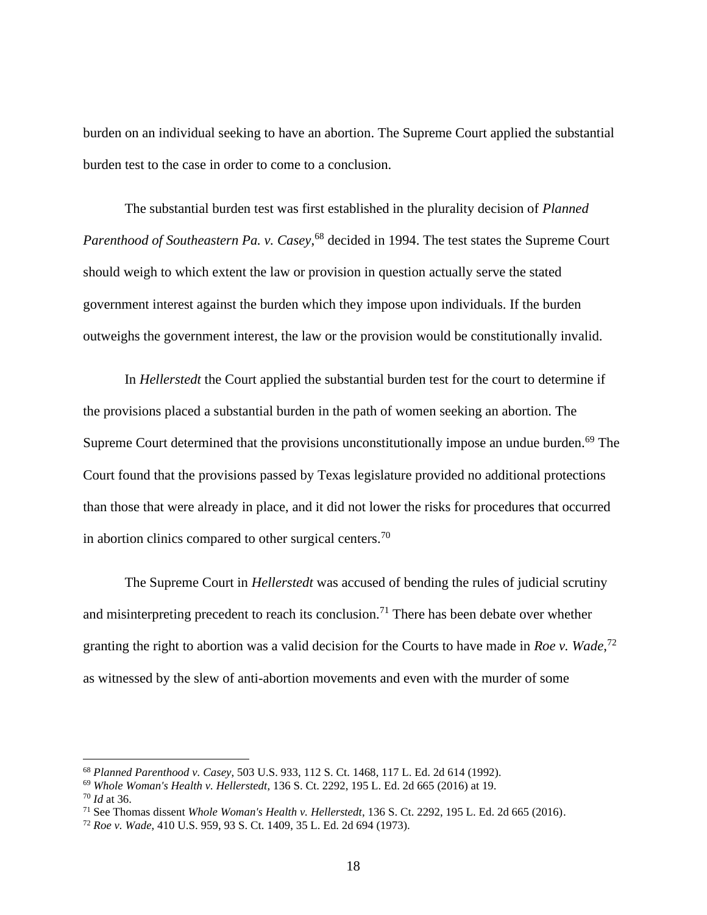burden on an individual seeking to have an abortion. The Supreme Court applied the substantial burden test to the case in order to come to a conclusion.

The substantial burden test was first established in the plurality decision of *Planned Parenthood of Southeastern Pa. v. Casey*,[68] decided in 1994. The test states the Supreme Court should weigh to which extent the law or provision in question actually serve the stated government interest against the burden which they impose upon individuals. If the burden outweighs the government interest, the law or the provision would be constitutionally invalid.

In *Hellerstedt* the Court applied the substantial burden test for the court to determine if the provisions placed a substantial burden in the path of women seeking an abortion. The Supreme Court determined that the provisions unconstitutionally impose an undue burden.[69] The Court found that the provisions passed by Texas legislature provided no additional protections than those that were already in place, and it did not lower the risks for procedures that occurred in abortion clinics compared to other surgical centers.[70]

The Supreme Court in *Hellerstedt* was accused of bending the rules of judicial scrutiny and misinterpreting precedent to reach its conclusion.[71] There has been debate over whether granting the right to abortion was a valid decision for the Courts to have made in *Roe v. Wade*,[72] as witnessed by the slew of anti-abortion movements and even with the murder of some

---

[68] *Planned Parenthood v. Casey*, 503 U.S. 933, 112 S. Ct. 1468, 117 L. Ed. 2d 614 (1992).

[69] *Whole Woman's Health v. Hellerstedt*, 136 S. Ct. 2292, 195 L. Ed. 2d 665 (2016) at 19.

[70] *Id* at 36.

[71] See Thomas dissent *Whole Woman's Health v. Hellerstedt*, 136 S. Ct. 2292, 195 L. Ed. 2d 665 (2016).

[72] *Roe v. Wade*, 410 U.S. 959, 93 S. Ct. 1409, 35 L. Ed. 2d 694 (1973).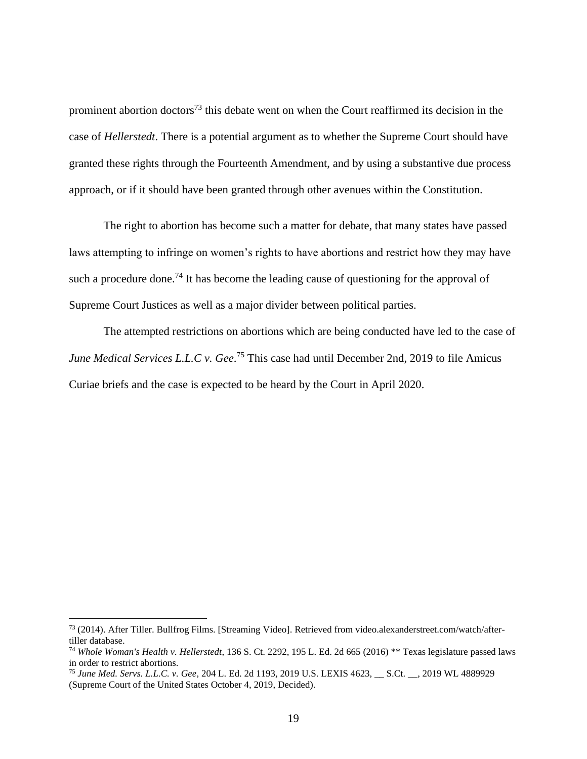prominent abortion doctors[73] this debate went on when the Court reaffirmed its decision in the case of *Hellerstedt*. There is a potential argument as to whether the Supreme Court should have granted these rights through the Fourteenth Amendment, and by using a substantive due process approach, or if it should have been granted through other avenues within the Constitution.

The right to abortion has become such a matter for debate, that many states have passed laws attempting to infringe on women's rights to have abortions and restrict how they may have such a procedure done.[74] It has become the leading cause of questioning for the approval of Supreme Court Justices as well as a major divider between political parties.

The attempted restrictions on abortions which are being conducted have led to the case of *June Medical Services L.L.C v. Gee*.[75] This case had until December 2nd, 2019 to file Amicus Curiae briefs and the case is expected to be heard by the Court in April 2020.

---

[73] (2014). After Tiller. Bullfrog Films. [Streaming Video]. Retrieved from video.alexanderstreet.com/watch/after-tiller database.

[74] *Whole Woman's Health v. Hellerstedt*, 136 S. Ct. 2292, 195 L. Ed. 2d 665 (2016) ** Texas legislature passed laws in order to restrict abortions.

[75] *June Med. Servs. L.L.C. v. Gee*, 204 L. Ed. 2d 1193, 2019 U.S. LEXIS 4623, __ S.Ct. __, 2019 WL 4889929 (Supreme Court of the United States October 4, 2019, Decided).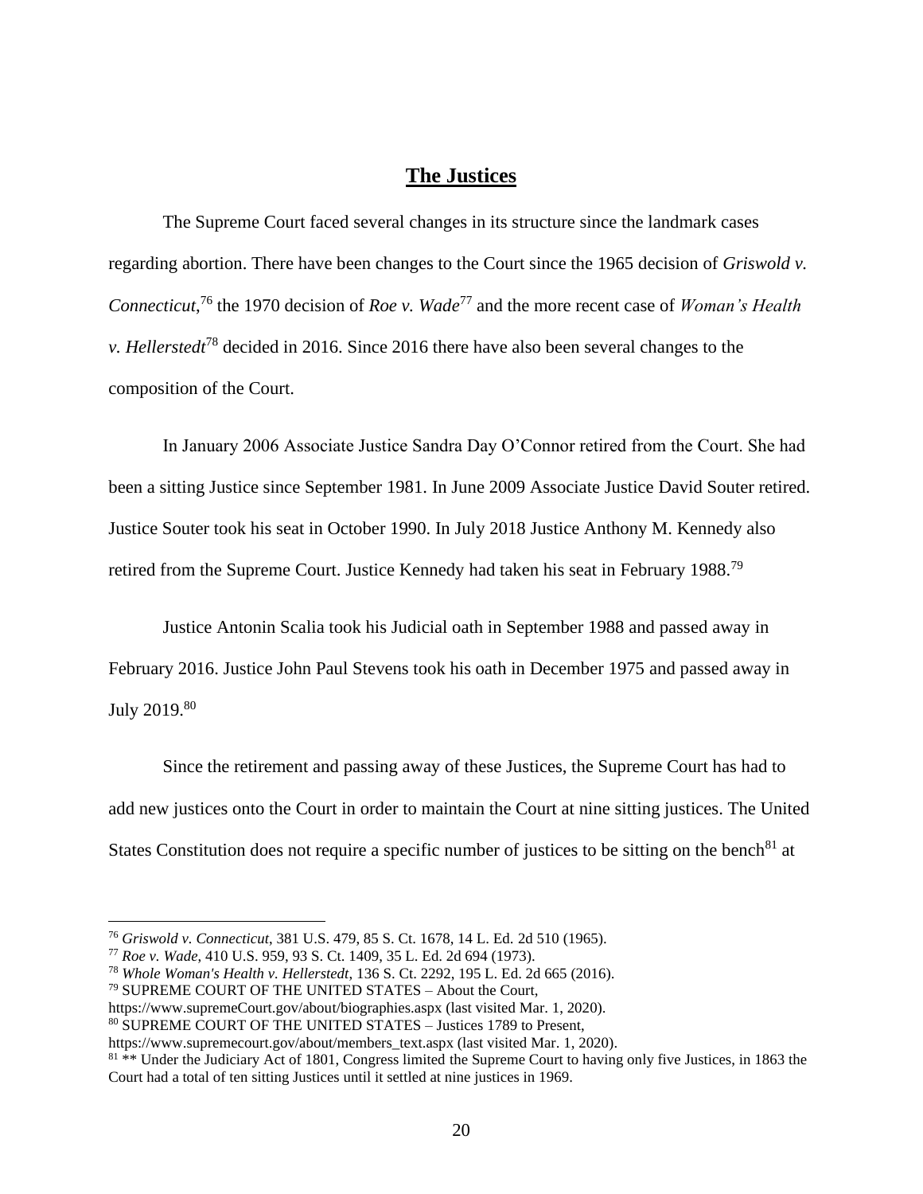## The Justices

The Supreme Court faced several changes in its structure since the landmark cases regarding abortion. There have been changes to the Court since the 1965 decision of *Griswold v. Connecticut*,[76] the 1970 decision of *Roe v. Wade*[77] and the more recent case of *Woman's Health v. Hellerstedt*[78] decided in 2016. Since 2016 there have also been several changes to the composition of the Court.

In January 2006 Associate Justice Sandra Day O'Connor retired from the Court. She had been a sitting Justice since September 1981. In June 2009 Associate Justice David Souter retired. Justice Souter took his seat in October 1990. In July 2018 Justice Anthony M. Kennedy also retired from the Supreme Court. Justice Kennedy had taken his seat in February 1988.[79]

Justice Antonin Scalia took his Judicial oath in September 1988 and passed away in February 2016. Justice John Paul Stevens took his oath in December 1975 and passed away in July 2019.[80]

Since the retirement and passing away of these Justices, the Supreme Court has had to add new justices onto the Court in order to maintain the Court at nine sitting justices. The United States Constitution does not require a specific number of justices to be sitting on the bench[81] at

---

[76] *Griswold v. Connecticut*, 381 U.S. 479, 85 S. Ct. 1678, 14 L. Ed. 2d 510 (1965).

[77] *Roe v. Wade*, 410 U.S. 959, 93 S. Ct. 1409, 35 L. Ed. 2d 694 (1973).

[78] *Whole Woman's Health v. Hellerstedt*, 136 S. Ct. 2292, 195 L. Ed. 2d 665 (2016).

[79] SUPREME COURT OF THE UNITED STATES – About the Court, https://www.supremeCourt.gov/about/biographies.aspx (last visited Mar. 1, 2020).

[80] SUPREME COURT OF THE UNITED STATES – Justices 1789 to Present, https://www.supremecourt.gov/about/members_text.aspx (last visited Mar. 1, 2020).

[81] ** Under the Judiciary Act of 1801, Congress limited the Supreme Court to having only five Justices, in 1863 the Court had a total of ten sitting Justices until it settled at nine justices in 1969.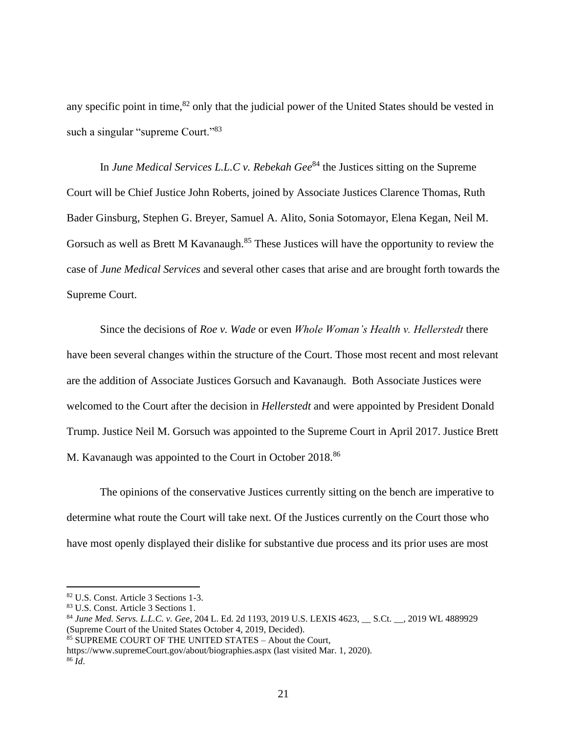any specific point in time,[82] only that the judicial power of the United States should be vested in such a singular "supreme Court."[83]

In *June Medical Services L.L.C v. Rebekah Gee*[84] the Justices sitting on the Supreme Court will be Chief Justice John Roberts, joined by Associate Justices Clarence Thomas, Ruth Bader Ginsburg, Stephen G. Breyer, Samuel A. Alito, Sonia Sotomayor, Elena Kegan, Neil M. Gorsuch as well as Brett M Kavanaugh.[85] These Justices will have the opportunity to review the case of *June Medical Services* and several other cases that arise and are brought forth towards the Supreme Court.

Since the decisions of *Roe v. Wade* or even *Whole Woman's Health v. Hellerstedt* there have been several changes within the structure of the Court. Those most recent and most relevant are the addition of Associate Justices Gorsuch and Kavanaugh. Both Associate Justices were welcomed to the Court after the decision in *Hellerstedt* and were appointed by President Donald Trump. Justice Neil M. Gorsuch was appointed to the Supreme Court in April 2017. Justice Brett M. Kavanaugh was appointed to the Court in October 2018.[86]

The opinions of the conservative Justices currently sitting on the bench are imperative to determine what route the Court will take next. Of the Justices currently on the Court those who have most openly displayed their dislike for substantive due process and its prior uses are most

---

[82] U.S. Const. Article 3 Sections 1-3.

[83] U.S. Const. Article 3 Sections 1.

[84] *June Med. Servs. L.L.C. v. Gee*, 204 L. Ed. 2d 1193, 2019 U.S. LEXIS 4623, __ S.Ct. __, 2019 WL 4889929 (Supreme Court of the United States October 4, 2019, Decided).

[85] SUPREME COURT OF THE UNITED STATES – About the Court, https://www.supremeCourt.gov/about/biographies.aspx (last visited Mar. 1, 2020).

[86] *Id*.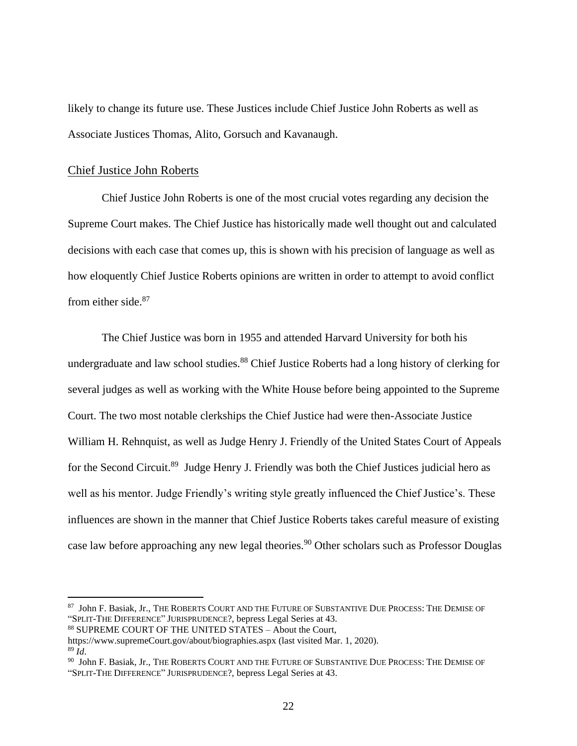likely to change its future use. These Justices include Chief Justice John Roberts as well as Associate Justices Thomas, Alito, Gorsuch and Kavanaugh.

## Chief Justice John Roberts

Chief Justice John Roberts is one of the most crucial votes regarding any decision the Supreme Court makes. The Chief Justice has historically made well thought out and calculated decisions with each case that comes up, this is shown with his precision of language as well as how eloquently Chief Justice Roberts opinions are written in order to attempt to avoid conflict from either side.[87]

The Chief Justice was born in 1955 and attended Harvard University for both his undergraduate and law school studies.[88] Chief Justice Roberts had a long history of clerking for several judges as well as working with the White House before being appointed to the Supreme Court. The two most notable clerkships the Chief Justice had were then-Associate Justice William H. Rehnquist, as well as Judge Henry J. Friendly of the United States Court of Appeals for the Second Circuit.[89] Judge Henry J. Friendly was both the Chief Justices judicial hero as well as his mentor. Judge Friendly's writing style greatly influenced the Chief Justice's. These influences are shown in the manner that Chief Justice Roberts takes careful measure of existing case law before approaching any new legal theories.[90] Other scholars such as Professor Douglas

---

[87] John F. Basiak, Jr., THE ROBERTS COURT AND THE FUTURE OF SUBSTANTIVE DUE PROCESS: THE DEMISE OF "SPLIT-THE DIFFERENCE" JURISPRUDENCE?, bepress Legal Series at 43.

[88] SUPREME COURT OF THE UNITED STATES – About the Court, https://www.supremeCourt.gov/about/biographies.aspx (last visited Mar. 1, 2020).

[89] *Id*.

[90] John F. Basiak, Jr., THE ROBERTS COURT AND THE FUTURE OF SUBSTANTIVE DUE PROCESS: THE DEMISE OF "SPLIT-THE DIFFERENCE" JURISPRUDENCE?, bepress Legal Series at 43.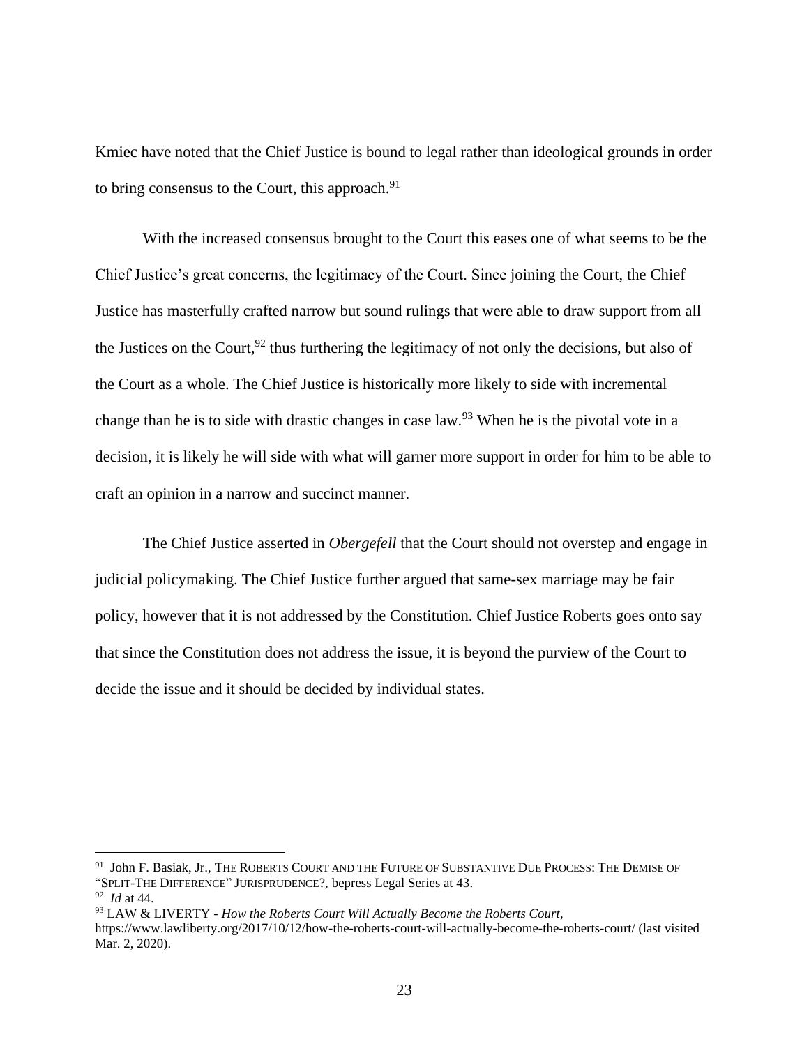Kmiec have noted that the Chief Justice is bound to legal rather than ideological grounds in order to bring consensus to the Court, this approach.[91]

With the increased consensus brought to the Court this eases one of what seems to be the Chief Justice's great concerns, the legitimacy of the Court. Since joining the Court, the Chief Justice has masterfully crafted narrow but sound rulings that were able to draw support from all the Justices on the Court,[92] thus furthering the legitimacy of not only the decisions, but also of the Court as a whole. The Chief Justice is historically more likely to side with incremental change than he is to side with drastic changes in case law.[93] When he is the pivotal vote in a decision, it is likely he will side with what will garner more support in order for him to be able to craft an opinion in a narrow and succinct manner.

The Chief Justice asserted in *Obergefell* that the Court should not overstep and engage in judicial policymaking. The Chief Justice further argued that same-sex marriage may be fair policy, however that it is not addressed by the Constitution. Chief Justice Roberts goes onto say that since the Constitution does not address the issue, it is beyond the purview of the Court to decide the issue and it should be decided by individual states.

---

[91] John F. Basiak, Jr., THE ROBERTS COURT AND THE FUTURE OF SUBSTANTIVE DUE PROCESS: THE DEMISE OF "SPLIT-THE DIFFERENCE" JURISPRUDENCE?, bepress Legal Series at 43.

[92] *Id* at 44.

[93] LAW & LIVERTY - *How the Roberts Court Will Actually Become the Roberts Court*, https://www.lawliberty.org/2017/10/12/how-the-roberts-court-will-actually-become-the-roberts-court/ (last visited Mar. 2, 2020).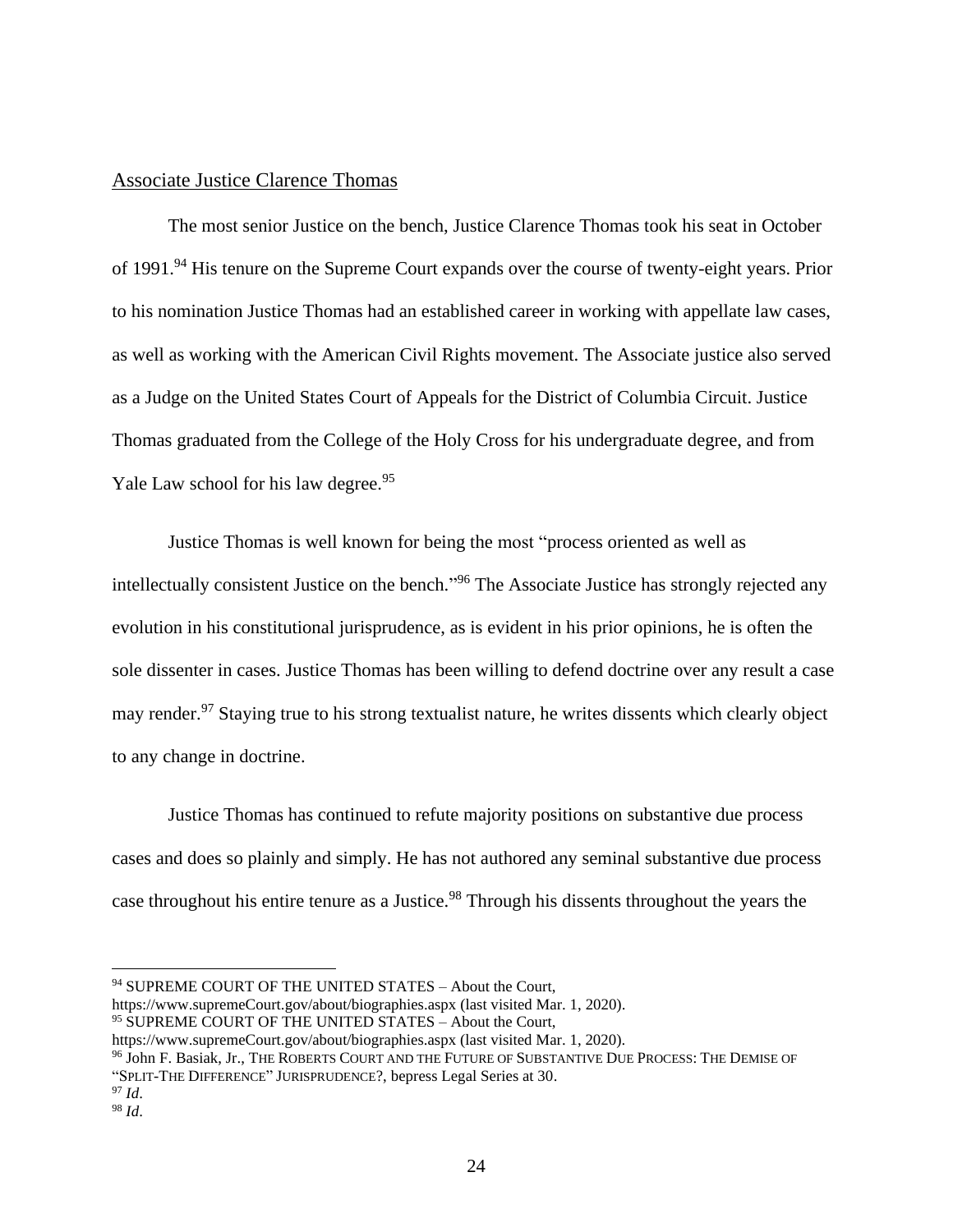Associate Justice Clarence Thomas

The most senior Justice on the bench, Justice Clarence Thomas took his seat in October of 1991.[94] His tenure on the Supreme Court expands over the course of twenty-eight years. Prior to his nomination Justice Thomas had an established career in working with appellate law cases, as well as working with the American Civil Rights movement. The Associate justice also served as a Judge on the United States Court of Appeals for the District of Columbia Circuit. Justice Thomas graduated from the College of the Holy Cross for his undergraduate degree, and from Yale Law school for his law degree.[95]

Justice Thomas is well known for being the most "process oriented as well as intellectually consistent Justice on the bench."[96] The Associate Justice has strongly rejected any evolution in his constitutional jurisprudence, as is evident in his prior opinions, he is often the sole dissenter in cases. Justice Thomas has been willing to defend doctrine over any result a case may render.[97] Staying true to his strong textualist nature, he writes dissents which clearly object to any change in doctrine.

Justice Thomas has continued to refute majority positions on substantive due process cases and does so plainly and simply. He has not authored any seminal substantive due process case throughout his entire tenure as a Justice.[98] Through his dissents throughout the years the

---

[94] SUPREME COURT OF THE UNITED STATES – About the Court, https://www.supremeCourt.gov/about/biographies.aspx (last visited Mar. 1, 2020).

[95] SUPREME COURT OF THE UNITED STATES – About the Court, https://www.supremeCourt.gov/about/biographies.aspx (last visited Mar. 1, 2020).

[96] John F. Basiak, Jr., THE ROBERTS COURT AND THE FUTURE OF SUBSTANTIVE DUE PROCESS: THE DEMISE OF "SPLIT-THE DIFFERENCE" JURISPRUDENCE?, bepress Legal Series at 30.

[97] *Id*.

[98] *Id*.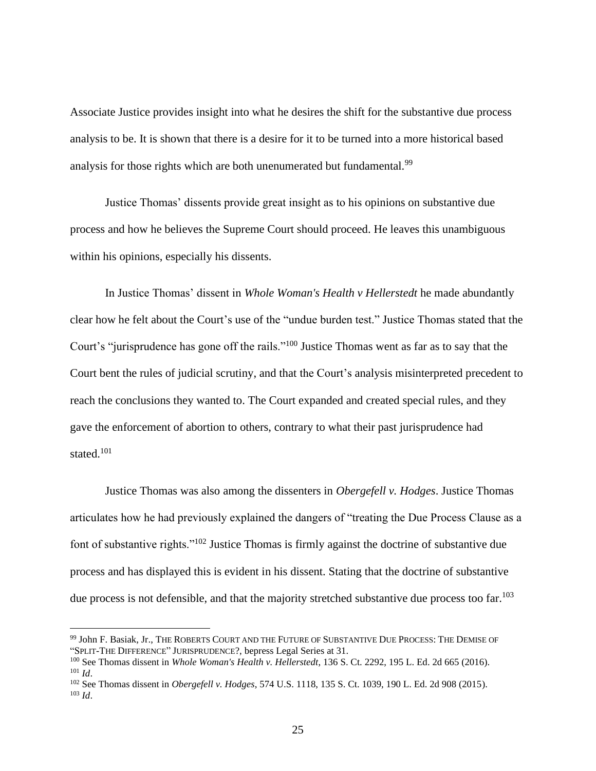Associate Justice provides insight into what he desires the shift for the substantive due process analysis to be. It is shown that there is a desire for it to be turned into a more historical based analysis for those rights which are both unenumerated but fundamental.[99]

Justice Thomas' dissents provide great insight as to his opinions on substantive due process and how he believes the Supreme Court should proceed. He leaves this unambiguous within his opinions, especially his dissents.

In Justice Thomas' dissent in *Whole Woman's Health v Hellerstedt* he made abundantly clear how he felt about the Court's use of the "undue burden test." Justice Thomas stated that the Court's "jurisprudence has gone off the rails."[100] Justice Thomas went as far as to say that the Court bent the rules of judicial scrutiny, and that the Court's analysis misinterpreted precedent to reach the conclusions they wanted to. The Court expanded and created special rules, and they gave the enforcement of abortion to others, contrary to what their past jurisprudence had stated.[101]

Justice Thomas was also among the dissenters in *Obergefell v. Hodges*. Justice Thomas articulates how he had previously explained the dangers of "treating the Due Process Clause as a font of substantive rights."[102] Justice Thomas is firmly against the doctrine of substantive due process and has displayed this is evident in his dissent. Stating that the doctrine of substantive due process is not defensible, and that the majority stretched substantive due process too far.[103]

---

[99] John F. Basiak, Jr., THE ROBERTS COURT AND THE FUTURE OF SUBSTANTIVE DUE PROCESS: THE DEMISE OF "SPLIT-THE DIFFERENCE" JURISPRUDENCE?, bepress Legal Series at 31.

[100] See Thomas dissent in *Whole Woman's Health v. Hellerstedt*, 136 S. Ct. 2292, 195 L. Ed. 2d 665 (2016).

[101] *Id*.

[102] See Thomas dissent in *Obergefell v. Hodges*, 574 U.S. 1118, 135 S. Ct. 1039, 190 L. Ed. 2d 908 (2015).

[103] *Id*.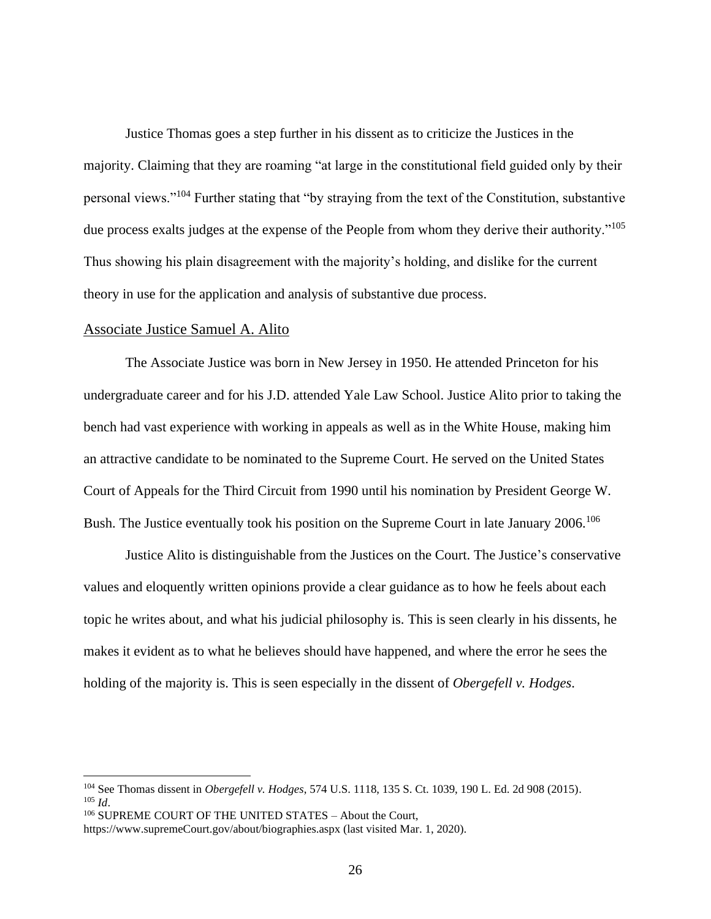Justice Thomas goes a step further in his dissent as to criticize the Justices in the majority. Claiming that they are roaming "at large in the constitutional field guided only by their personal views."[104] Further stating that "by straying from the text of the Constitution, substantive due process exalts judges at the expense of the People from whom they derive their authority."[105] Thus showing his plain disagreement with the majority's holding, and dislike for the current theory in use for the application and analysis of substantive due process.

### Associate Justice Samuel A. Alito

The Associate Justice was born in New Jersey in 1950. He attended Princeton for his undergraduate career and for his J.D. attended Yale Law School. Justice Alito prior to taking the bench had vast experience with working in appeals as well as in the White House, making him an attractive candidate to be nominated to the Supreme Court. He served on the United States Court of Appeals for the Third Circuit from 1990 until his nomination by President George W. Bush. The Justice eventually took his position on the Supreme Court in late January 2006.[106]

Justice Alito is distinguishable from the Justices on the Court. The Justice's conservative values and eloquently written opinions provide a clear guidance as to how he feels about each topic he writes about, and what his judicial philosophy is. This is seen clearly in his dissents, he makes it evident as to what he believes should have happened, and where the error he sees the holding of the majority is. This is seen especially in the dissent of *Obergefell v. Hodges*.

---

[104] See Thomas dissent in *Obergefell v. Hodges*, 574 U.S. 1118, 135 S. Ct. 1039, 190 L. Ed. 2d 908 (2015).

[105] *Id*.

[106] SUPREME COURT OF THE UNITED STATES – About the Court, https://www.supremeCourt.gov/about/biographies.aspx (last visited Mar. 1, 2020).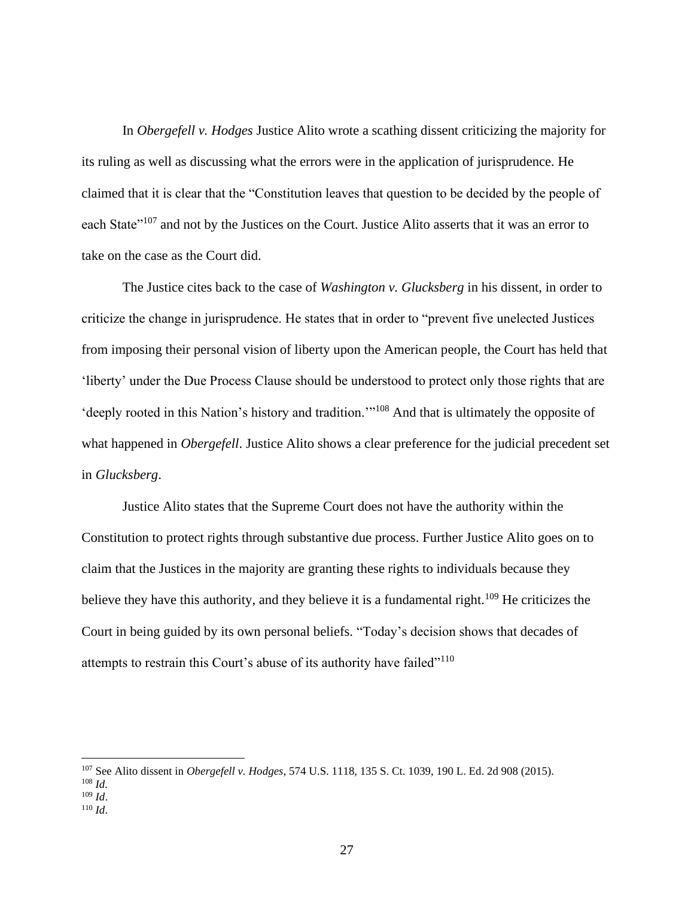In *Obergefell v. Hodges* Justice Alito wrote a scathing dissent criticizing the majority for its ruling as well as discussing what the errors were in the application of jurisprudence. He claimed that it is clear that the "Constitution leaves that question to be decided by the people of each State"[107] and not by the Justices on the Court. Justice Alito asserts that it was an error to take on the case as the Court did.

The Justice cites back to the case of *Washington v. Glucksberg* in his dissent, in order to criticize the change in jurisprudence. He states that in order to "prevent five unelected Justices from imposing their personal vision of liberty upon the American people, the Court has held that 'liberty' under the Due Process Clause should be understood to protect only those rights that are 'deeply rooted in this Nation's history and tradition.'"[108] And that is ultimately the opposite of what happened in *Obergefell*. Justice Alito shows a clear preference for the judicial precedent set in *Glucksberg*.

Justice Alito states that the Supreme Court does not have the authority within the Constitution to protect rights through substantive due process. Further Justice Alito goes on to claim that the Justices in the majority are granting these rights to individuals because they believe they have this authority, and they believe it is a fundamental right.[109] He criticizes the Court in being guided by its own personal beliefs. "Today's decision shows that decades of attempts to restrain this Court's abuse of its authority have failed"[110]

---

[107] See Alito dissent in *Obergefell v. Hodges*, 574 U.S. 1118, 135 S. Ct. 1039, 190 L. Ed. 2d 908 (2015).
[108] *Id*.
[109] *Id*.
[110] *Id*.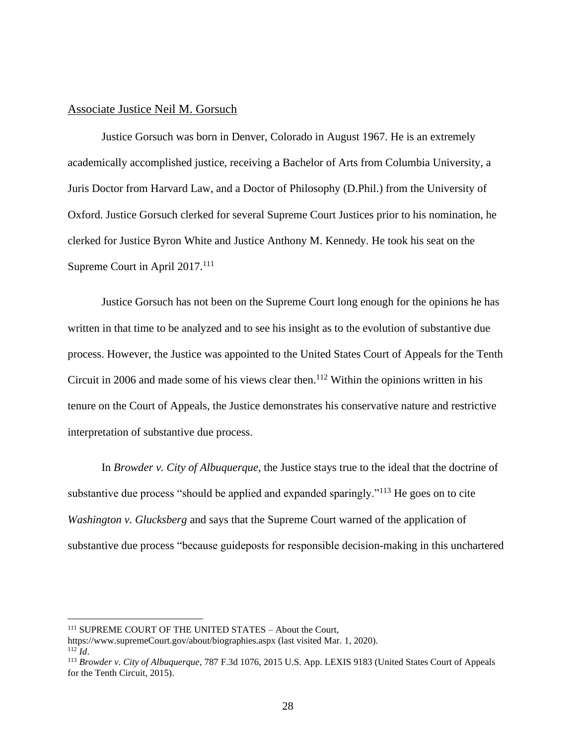Associate Justice Neil M. Gorsuch

Justice Gorsuch was born in Denver, Colorado in August 1967. He is an extremely academically accomplished justice, receiving a Bachelor of Arts from Columbia University, a Juris Doctor from Harvard Law, and a Doctor of Philosophy (D.Phil.) from the University of Oxford. Justice Gorsuch clerked for several Supreme Court Justices prior to his nomination, he clerked for Justice Byron White and Justice Anthony M. Kennedy. He took his seat on the Supreme Court in April 2017.[111]

Justice Gorsuch has not been on the Supreme Court long enough for the opinions he has written in that time to be analyzed and to see his insight as to the evolution of substantive due process. However, the Justice was appointed to the United States Court of Appeals for the Tenth Circuit in 2006 and made some of his views clear then.[112] Within the opinions written in his tenure on the Court of Appeals, the Justice demonstrates his conservative nature and restrictive interpretation of substantive due process.

In *Browder v. City of Albuquerque,* the Justice stays true to the ideal that the doctrine of substantive due process "should be applied and expanded sparingly."[113] He goes on to cite *Washington v. Glucksberg* and says that the Supreme Court warned of the application of substantive due process "because guideposts for responsible decision-making in this unchartered

---

[111] SUPREME COURT OF THE UNITED STATES – About the Court, https://www.supremeCourt.gov/about/biographies.aspx (last visited Mar. 1, 2020).

[112] *Id*.

[113] *Browder v. City of Albuquerque*, 787 F.3d 1076, 2015 U.S. App. LEXIS 9183 (United States Court of Appeals for the Tenth Circuit, 2015).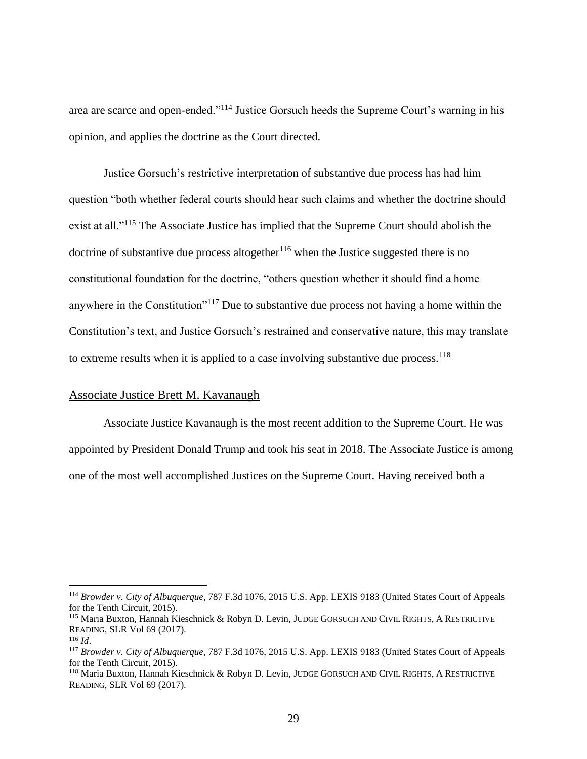area are scarce and open-ended."[114] Justice Gorsuch heeds the Supreme Court's warning in his opinion, and applies the doctrine as the Court directed.

Justice Gorsuch's restrictive interpretation of substantive due process has had him question "both whether federal courts should hear such claims and whether the doctrine should exist at all."[115] The Associate Justice has implied that the Supreme Court should abolish the doctrine of substantive due process altogether[116] when the Justice suggested there is no constitutional foundation for the doctrine, "others question whether it should find a home anywhere in the Constitution"[117] Due to substantive due process not having a home within the Constitution's text, and Justice Gorsuch's restrained and conservative nature, this may translate to extreme results when it is applied to a case involving substantive due process.[118]

## Associate Justice Brett M. Kavanaugh

Associate Justice Kavanaugh is the most recent addition to the Supreme Court. He was appointed by President Donald Trump and took his seat in 2018. The Associate Justice is among one of the most well accomplished Justices on the Supreme Court. Having received both a

---

[114] *Browder v. City of Albuquerque*, 787 F.3d 1076, 2015 U.S. App. LEXIS 9183 (United States Court of Appeals for the Tenth Circuit, 2015).

[115] Maria Buxton, Hannah Kieschnick & Robyn D. Levin, JUDGE GORSUCH AND CIVIL RIGHTS, A RESTRICTIVE READING, SLR Vol 69 (2017).

[116] *Id*.

[117] *Browder v. City of Albuquerque*, 787 F.3d 1076, 2015 U.S. App. LEXIS 9183 (United States Court of Appeals for the Tenth Circuit, 2015).

[118] Maria Buxton, Hannah Kieschnick & Robyn D. Levin, JUDGE GORSUCH AND CIVIL RIGHTS, A RESTRICTIVE READING, SLR Vol 69 (2017).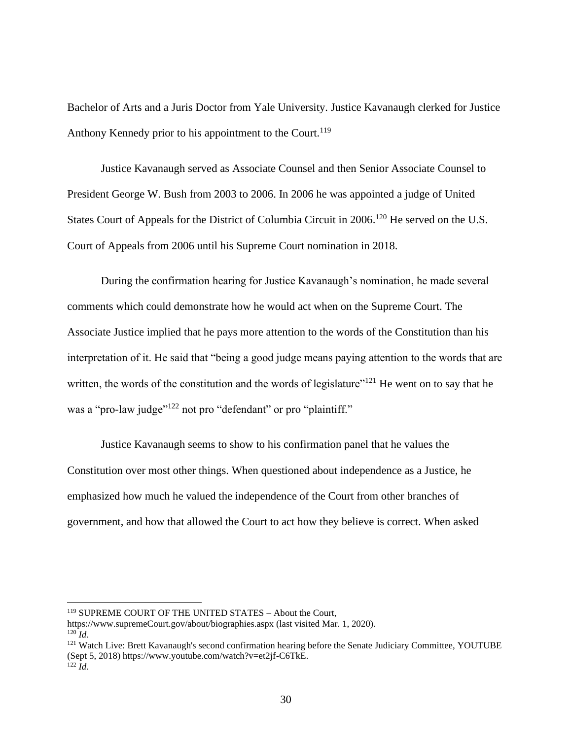Bachelor of Arts and a Juris Doctor from Yale University. Justice Kavanaugh clerked for Justice Anthony Kennedy prior to his appointment to the Court.[119]

Justice Kavanaugh served as Associate Counsel and then Senior Associate Counsel to President George W. Bush from 2003 to 2006. In 2006 he was appointed a judge of United States Court of Appeals for the District of Columbia Circuit in 2006.[120] He served on the U.S. Court of Appeals from 2006 until his Supreme Court nomination in 2018.

During the confirmation hearing for Justice Kavanaugh's nomination, he made several comments which could demonstrate how he would act when on the Supreme Court. The Associate Justice implied that he pays more attention to the words of the Constitution than his interpretation of it. He said that "being a good judge means paying attention to the words that are written, the words of the constitution and the words of legislature"[121] He went on to say that he was a "pro-law judge"[122] not pro "defendant" or pro "plaintiff."

Justice Kavanaugh seems to show to his confirmation panel that he values the Constitution over most other things. When questioned about independence as a Justice, he emphasized how much he valued the independence of the Court from other branches of government, and how that allowed the Court to act how they believe is correct. When asked

---

[119] SUPREME COURT OF THE UNITED STATES – About the Court, https://www.supremeCourt.gov/about/biographies.aspx (last visited Mar. 1, 2020).

[120] *Id*.

[121] Watch Live: Brett Kavanaugh's second confirmation hearing before the Senate Judiciary Committee, YOUTUBE (Sept 5, 2018) https://www.youtube.com/watch?v=et2jf-C6TkE.

[122] *Id*.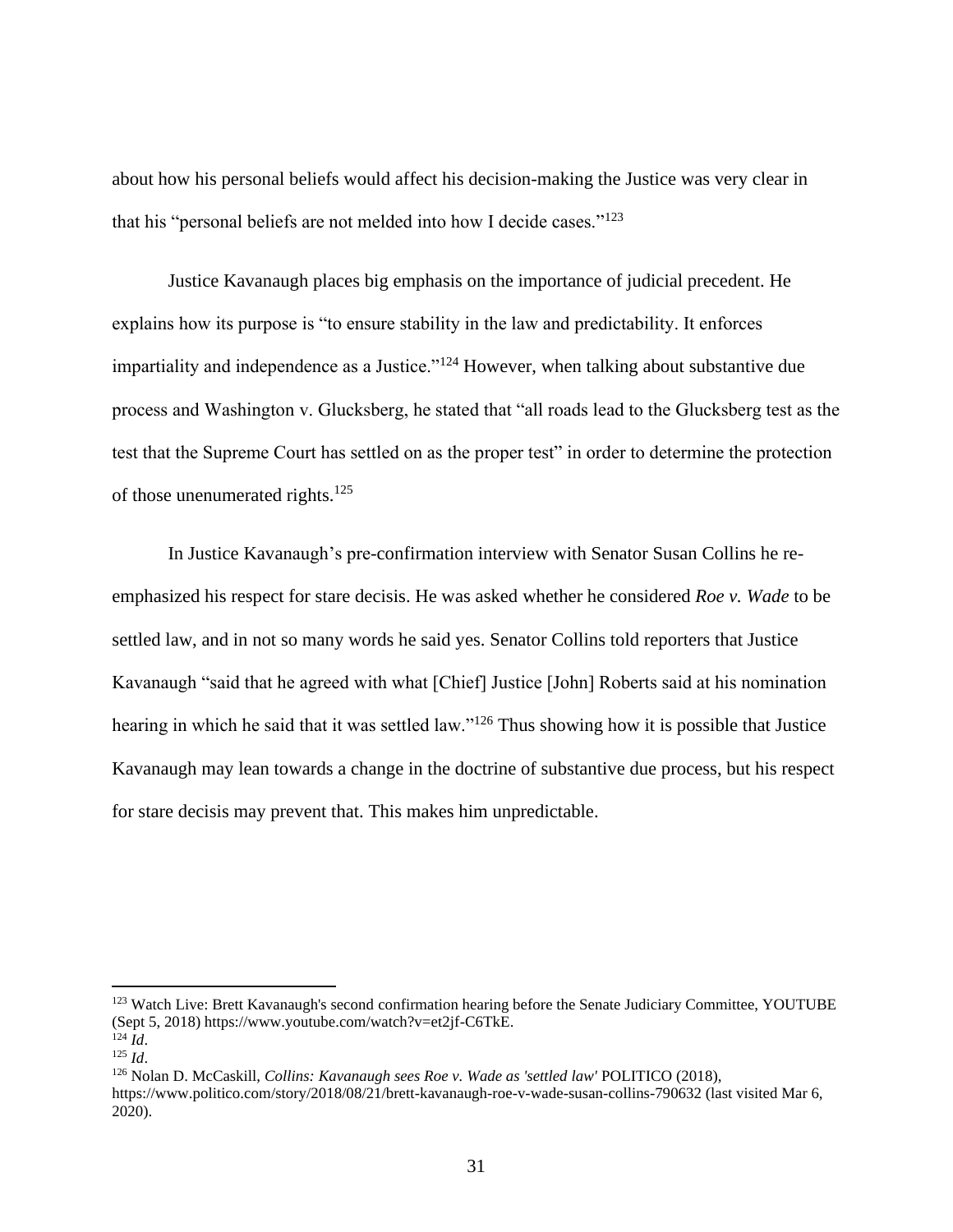about how his personal beliefs would affect his decision-making the Justice was very clear in that his "personal beliefs are not melded into how I decide cases."[123]

Justice Kavanaugh places big emphasis on the importance of judicial precedent. He explains how its purpose is "to ensure stability in the law and predictability. It enforces impartiality and independence as a Justice."[124] However, when talking about substantive due process and Washington v. Glucksberg, he stated that "all roads lead to the Glucksberg test as the test that the Supreme Court has settled on as the proper test" in order to determine the protection of those unenumerated rights.[125]

In Justice Kavanaugh's pre-confirmation interview with Senator Susan Collins he re-emphasized his respect for stare decisis. He was asked whether he considered *Roe v. Wade* to be settled law, and in not so many words he said yes. Senator Collins told reporters that Justice Kavanaugh "said that he agreed with what [Chief] Justice [John] Roberts said at his nomination hearing in which he said that it was settled law."[126] Thus showing how it is possible that Justice Kavanaugh may lean towards a change in the doctrine of substantive due process, but his respect for stare decisis may prevent that. This makes him unpredictable.

---

[123] Watch Live: Brett Kavanaugh's second confirmation hearing before the Senate Judiciary Committee, YOUTUBE (Sept 5, 2018) https://www.youtube.com/watch?v=et2jf-C6TkE.

[124] *Id*.

[125] *Id*.

[126] Nolan D. McCaskill, *Collins: Kavanaugh sees Roe v. Wade as 'settled law'* POLITICO (2018), https://www.politico.com/story/2018/08/21/brett-kavanaugh-roe-v-wade-susan-collins-790632 (last visited Mar 6, 2020).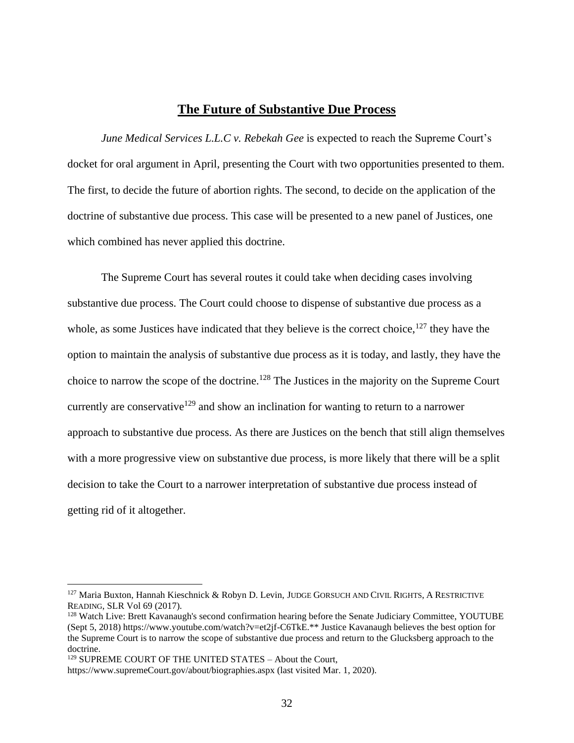## The Future of Substantive Due Process

*June Medical Services L.L.C v. Rebekah Gee* is expected to reach the Supreme Court's docket for oral argument in April, presenting the Court with two opportunities presented to them. The first, to decide the future of abortion rights. The second, to decide on the application of the doctrine of substantive due process. This case will be presented to a new panel of Justices, one which combined has never applied this doctrine.

The Supreme Court has several routes it could take when deciding cases involving substantive due process. The Court could choose to dispense of substantive due process as a whole, as some Justices have indicated that they believe is the correct choice,[127] they have the option to maintain the analysis of substantive due process as it is today, and lastly, they have the choice to narrow the scope of the doctrine.[128] The Justices in the majority on the Supreme Court currently are conservative[129] and show an inclination for wanting to return to a narrower approach to substantive due process. As there are Justices on the bench that still align themselves with a more progressive view on substantive due process, is more likely that there will be a split decision to take the Court to a narrower interpretation of substantive due process instead of getting rid of it altogether.

---

[127] Maria Buxton, Hannah Kieschnick & Robyn D. Levin, JUDGE GORSUCH AND CIVIL RIGHTS, A RESTRICTIVE READING, SLR Vol 69 (2017).

[128] Watch Live: Brett Kavanaugh's second confirmation hearing before the Senate Judiciary Committee, YOUTUBE (Sept 5, 2018) https://www.youtube.com/watch?v=et2jf-C6TkE.** Justice Kavanaugh believes the best option for the Supreme Court is to narrow the scope of substantive due process and return to the Glucksberg approach to the doctrine.

[129] SUPREME COURT OF THE UNITED STATES – About the Court, https://www.supremeCourt.gov/about/biographies.aspx (last visited Mar. 1, 2020).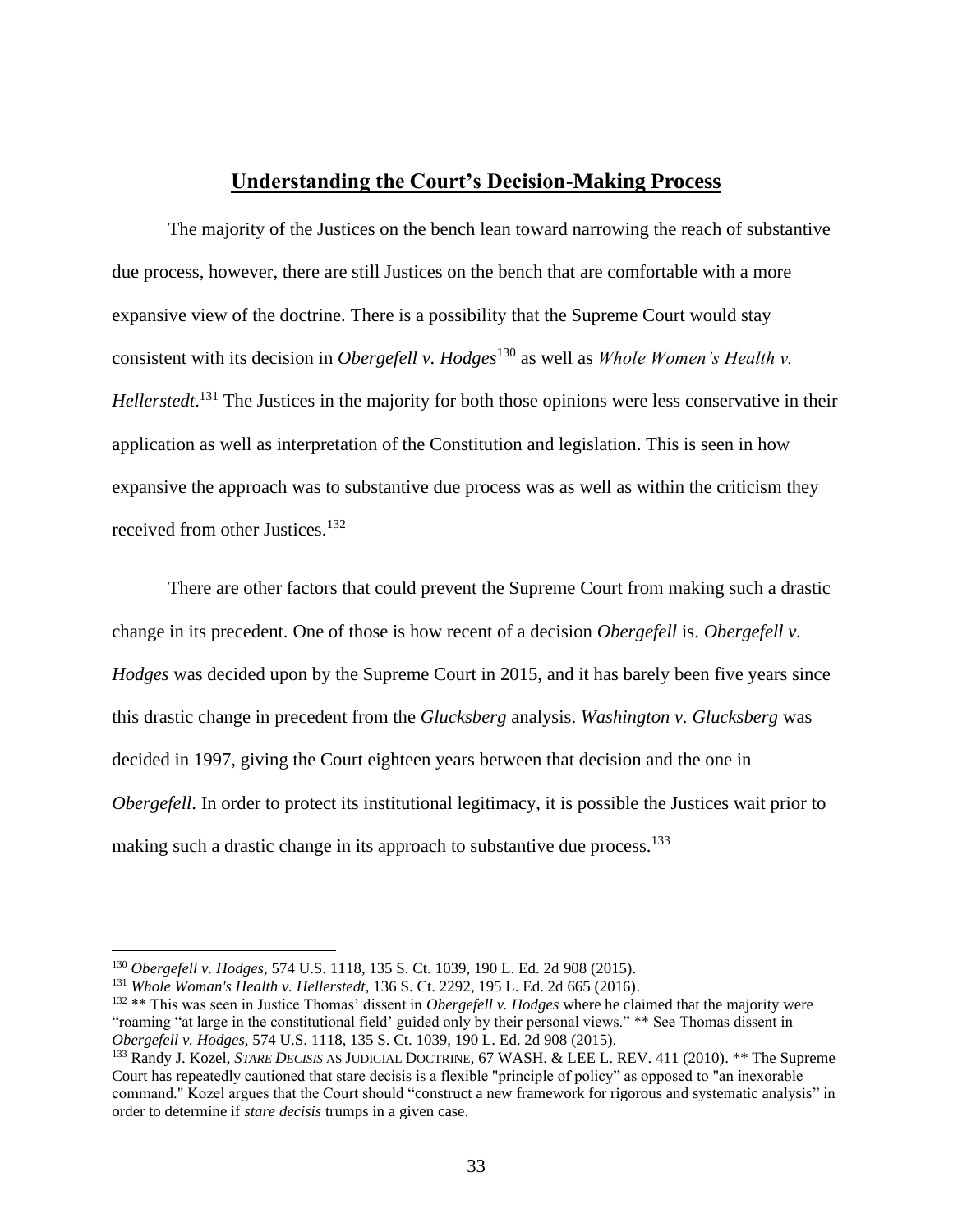## Understanding the Court's Decision-Making Process

The majority of the Justices on the bench lean toward narrowing the reach of substantive due process, however, there are still Justices on the bench that are comfortable with a more expansive view of the doctrine. There is a possibility that the Supreme Court would stay consistent with its decision in *Obergefell v. Hodges*[130] as well as *Whole Women's Health v. Hellerstedt*.[131] The Justices in the majority for both those opinions were less conservative in their application as well as interpretation of the Constitution and legislation. This is seen in how expansive the approach was to substantive due process was as well as within the criticism they received from other Justices.[132]

There are other factors that could prevent the Supreme Court from making such a drastic change in its precedent. One of those is how recent of a decision *Obergefell* is. *Obergefell v. Hodges* was decided upon by the Supreme Court in 2015, and it has barely been five years since this drastic change in precedent from the *Glucksberg* analysis. *Washington v. Glucksberg* was decided in 1997, giving the Court eighteen years between that decision and the one in *Obergefell*. In order to protect its institutional legitimacy, it is possible the Justices wait prior to making such a drastic change in its approach to substantive due process.[133]

---

[130] *Obergefell v. Hodges*, 574 U.S. 1118, 135 S. Ct. 1039, 190 L. Ed. 2d 908 (2015).

[131] *Whole Woman's Health v. Hellerstedt*, 136 S. Ct. 2292, 195 L. Ed. 2d 665 (2016).

[132] ** This was seen in Justice Thomas' dissent in *Obergefell v. Hodges* where he claimed that the majority were "roaming "at large in the constitutional field' guided only by their personal views." ** See Thomas dissent in *Obergefell v. Hodges*, 574 U.S. 1118, 135 S. Ct. 1039, 190 L. Ed. 2d 908 (2015).

[133] Randy J. Kozel, *STARE DECISIS* AS JUDICIAL DOCTRINE, 67 WASH. & LEE L. REV. 411 (2010). ** The Supreme Court has repeatedly cautioned that stare decisis is a flexible "principle of policy" as opposed to "an inexorable command." Kozel argues that the Court should "construct a new framework for rigorous and systematic analysis" in order to determine if *stare decisis* trumps in a given case.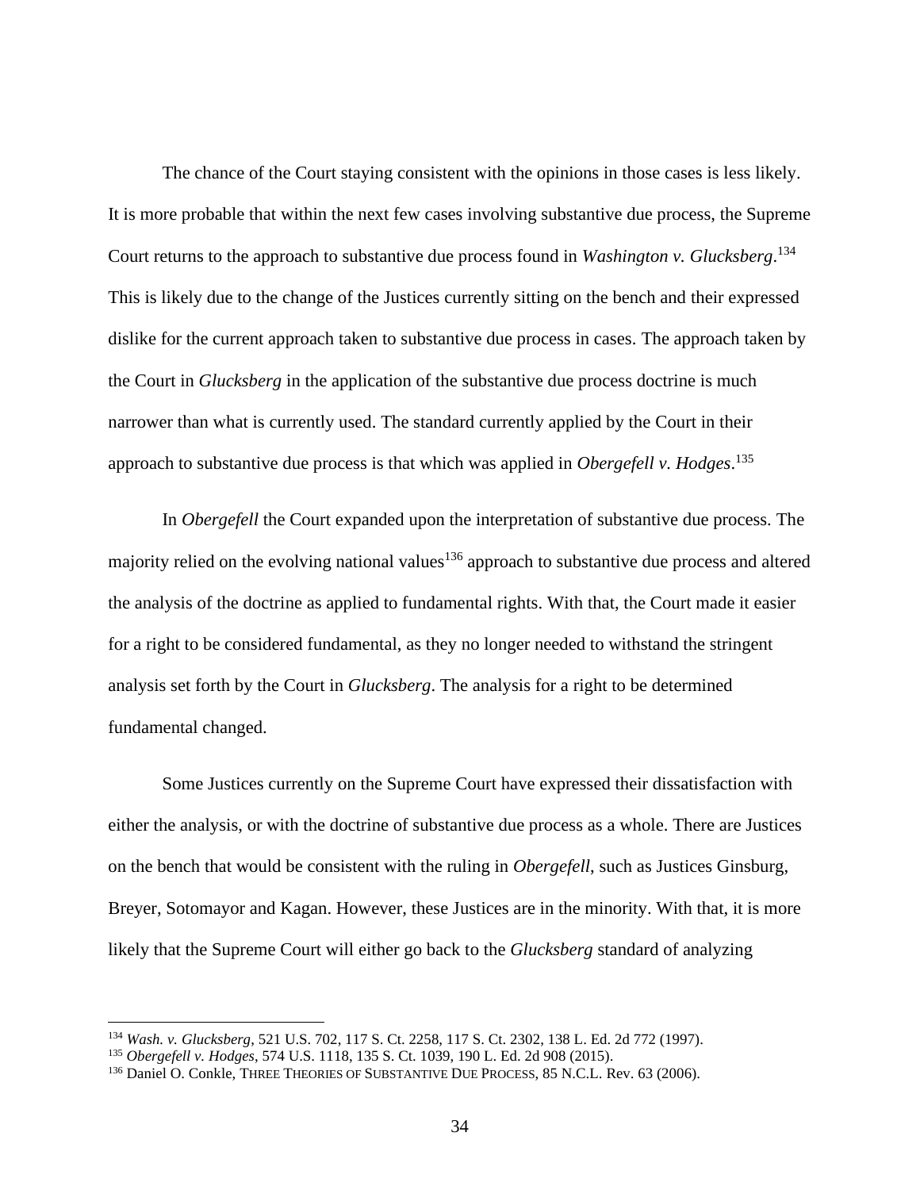The chance of the Court staying consistent with the opinions in those cases is less likely. It is more probable that within the next few cases involving substantive due process, the Supreme Court returns to the approach to substantive due process found in *Washington v. Glucksberg*.[134] This is likely due to the change of the Justices currently sitting on the bench and their expressed dislike for the current approach taken to substantive due process in cases. The approach taken by the Court in *Glucksberg* in the application of the substantive due process doctrine is much narrower than what is currently used. The standard currently applied by the Court in their approach to substantive due process is that which was applied in *Obergefell v. Hodges*.[135]

In *Obergefell* the Court expanded upon the interpretation of substantive due process. The majority relied on the evolving national values[136] approach to substantive due process and altered the analysis of the doctrine as applied to fundamental rights. With that, the Court made it easier for a right to be considered fundamental, as they no longer needed to withstand the stringent analysis set forth by the Court in *Glucksberg*. The analysis for a right to be determined fundamental changed.

Some Justices currently on the Supreme Court have expressed their dissatisfaction with either the analysis, or with the doctrine of substantive due process as a whole. There are Justices on the bench that would be consistent with the ruling in *Obergefell*, such as Justices Ginsburg, Breyer, Sotomayor and Kagan. However, these Justices are in the minority. With that, it is more likely that the Supreme Court will either go back to the *Glucksberg* standard of analyzing

---

[134] *Wash. v. Glucksberg*, 521 U.S. 702, 117 S. Ct. 2258, 117 S. Ct. 2302, 138 L. Ed. 2d 772 (1997).

[135] *Obergefell v. Hodges*, 574 U.S. 1118, 135 S. Ct. 1039, 190 L. Ed. 2d 908 (2015).

[136] Daniel O. Conkle, THREE THEORIES OF SUBSTANTIVE DUE PROCESS, 85 N.C.L. Rev. 63 (2006).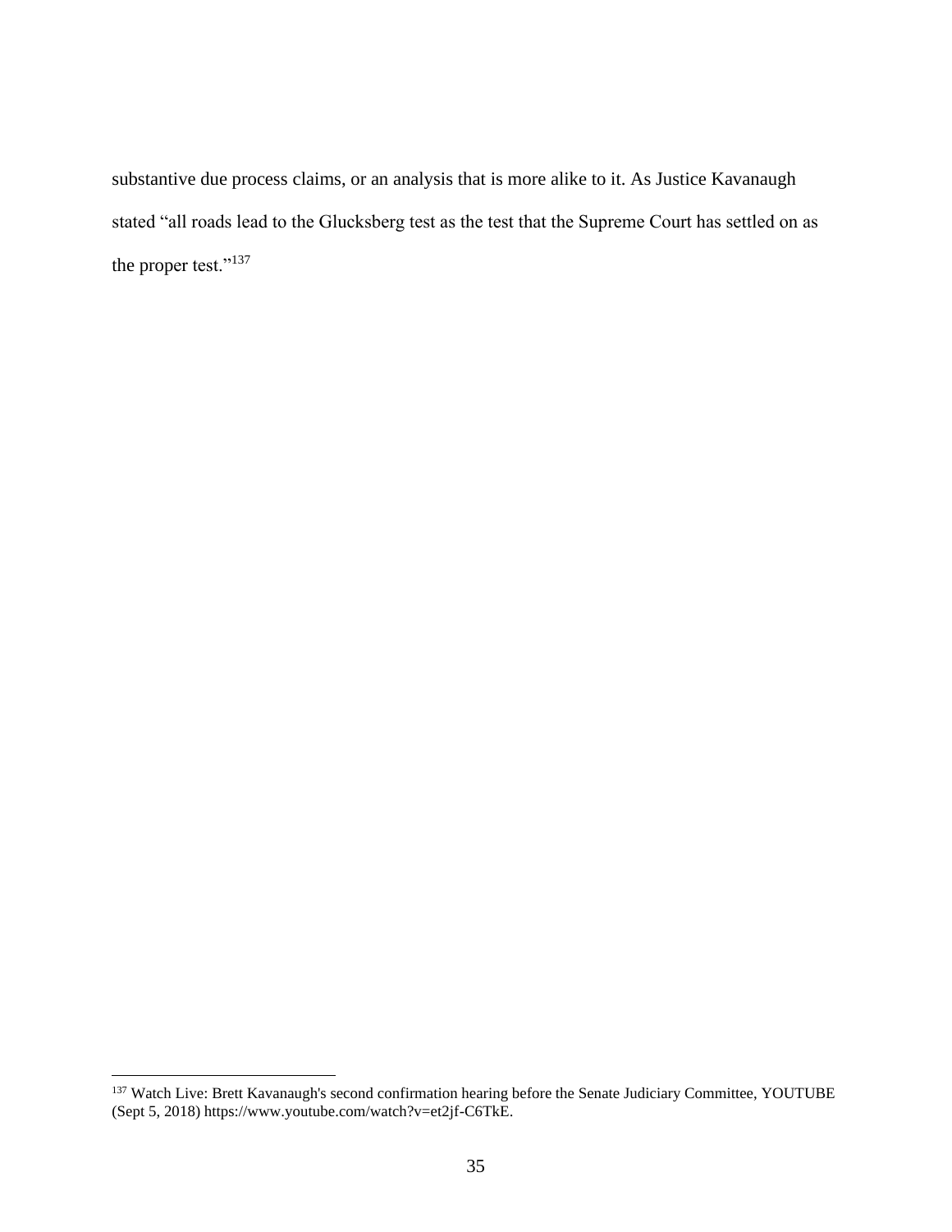substantive due process claims, or an analysis that is more alike to it. As Justice Kavanaugh stated "all roads lead to the Glucksberg test as the test that the Supreme Court has settled on as the proper test."[137]

---

[137] Watch Live: Brett Kavanaugh's second confirmation hearing before the Senate Judiciary Committee, YOUTUBE (Sept 5, 2018) https://www.youtube.com/watch?v=et2jf-C6TkE.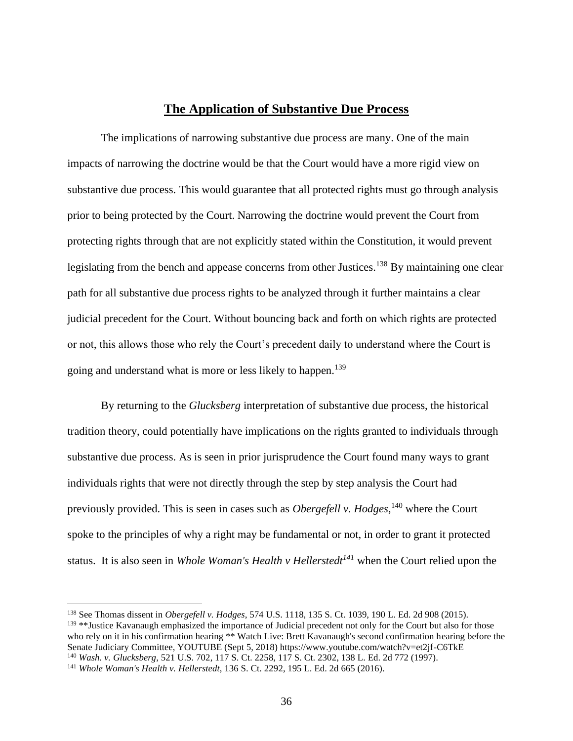## The Application of Substantive Due Process

The implications of narrowing substantive due process are many. One of the main impacts of narrowing the doctrine would be that the Court would have a more rigid view on substantive due process. This would guarantee that all protected rights must go through analysis prior to being protected by the Court. Narrowing the doctrine would prevent the Court from protecting rights through that are not explicitly stated within the Constitution, it would prevent legislating from the bench and appease concerns from other Justices.[138] By maintaining one clear path for all substantive due process rights to be analyzed through it further maintains a clear judicial precedent for the Court. Without bouncing back and forth on which rights are protected or not, this allows those who rely the Court's precedent daily to understand where the Court is going and understand what is more or less likely to happen.[139]

By returning to the *Glucksberg* interpretation of substantive due process, the historical tradition theory, could potentially have implications on the rights granted to individuals through substantive due process. As is seen in prior jurisprudence the Court found many ways to grant individuals rights that were not directly through the step by step analysis the Court had previously provided. This is seen in cases such as *Obergefell v. Hodges*,[140] where the Court spoke to the principles of why a right may be fundamental or not, in order to grant it protected status. It is also seen in *Whole Woman's Health v Hellerstedt*[141] when the Court relied upon the

---

[138] See Thomas dissent in *Obergefell v. Hodges*, 574 U.S. 1118, 135 S. Ct. 1039, 190 L. Ed. 2d 908 (2015).

[139] **Justice Kavanaugh emphasized the importance of Judicial precedent not only for the Court but also for those who rely on it in his confirmation hearing ** Watch Live: Brett Kavanaugh's second confirmation hearing before the Senate Judiciary Committee, YOUTUBE (Sept 5, 2018) https://www.youtube.com/watch?v=et2jf-C6TkE

[140] *Wash. v. Glucksberg*, 521 U.S. 702, 117 S. Ct. 2258, 117 S. Ct. 2302, 138 L. Ed. 2d 772 (1997).

[141] *Whole Woman's Health v. Hellerstedt*, 136 S. Ct. 2292, 195 L. Ed. 2d 665 (2016).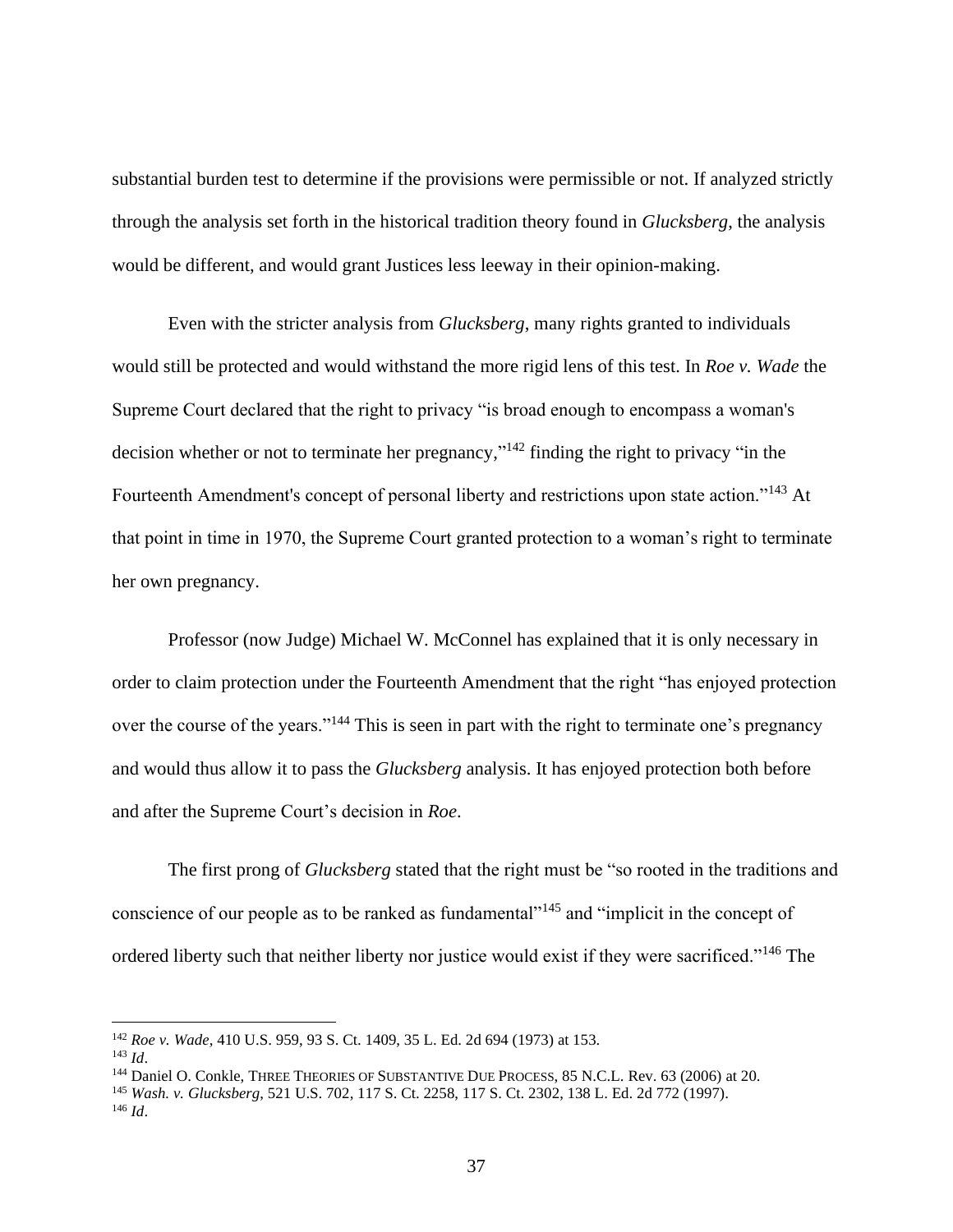substantial burden test to determine if the provisions were permissible or not. If analyzed strictly through the analysis set forth in the historical tradition theory found in *Glucksberg*, the analysis would be different, and would grant Justices less leeway in their opinion-making.

Even with the stricter analysis from *Glucksberg*, many rights granted to individuals would still be protected and would withstand the more rigid lens of this test. In *Roe v. Wade* the Supreme Court declared that the right to privacy "is broad enough to encompass a woman's decision whether or not to terminate her pregnancy,"[142] finding the right to privacy "in the Fourteenth Amendment's concept of personal liberty and restrictions upon state action."[143] At that point in time in 1970, the Supreme Court granted protection to a woman's right to terminate her own pregnancy.

Professor (now Judge) Michael W. McConnel has explained that it is only necessary in order to claim protection under the Fourteenth Amendment that the right "has enjoyed protection over the course of the years."[144] This is seen in part with the right to terminate one's pregnancy and would thus allow it to pass the *Glucksberg* analysis. It has enjoyed protection both before and after the Supreme Court's decision in *Roe*.

The first prong of *Glucksberg* stated that the right must be "so rooted in the traditions and conscience of our people as to be ranked as fundamental"[145] and "implicit in the concept of ordered liberty such that neither liberty nor justice would exist if they were sacrificed."[146] The

---

[142] *Roe v. Wade*, 410 U.S. 959, 93 S. Ct. 1409, 35 L. Ed. 2d 694 (1973) at 153.

[143] *Id*.

[144] Daniel O. Conkle, THREE THEORIES OF SUBSTANTIVE DUE PROCESS, 85 N.C.L. Rev. 63 (2006) at 20.

[145] *Wash. v. Glucksberg*, 521 U.S. 702, 117 S. Ct. 2258, 117 S. Ct. 2302, 138 L. Ed. 2d 772 (1997).

[146] *Id*.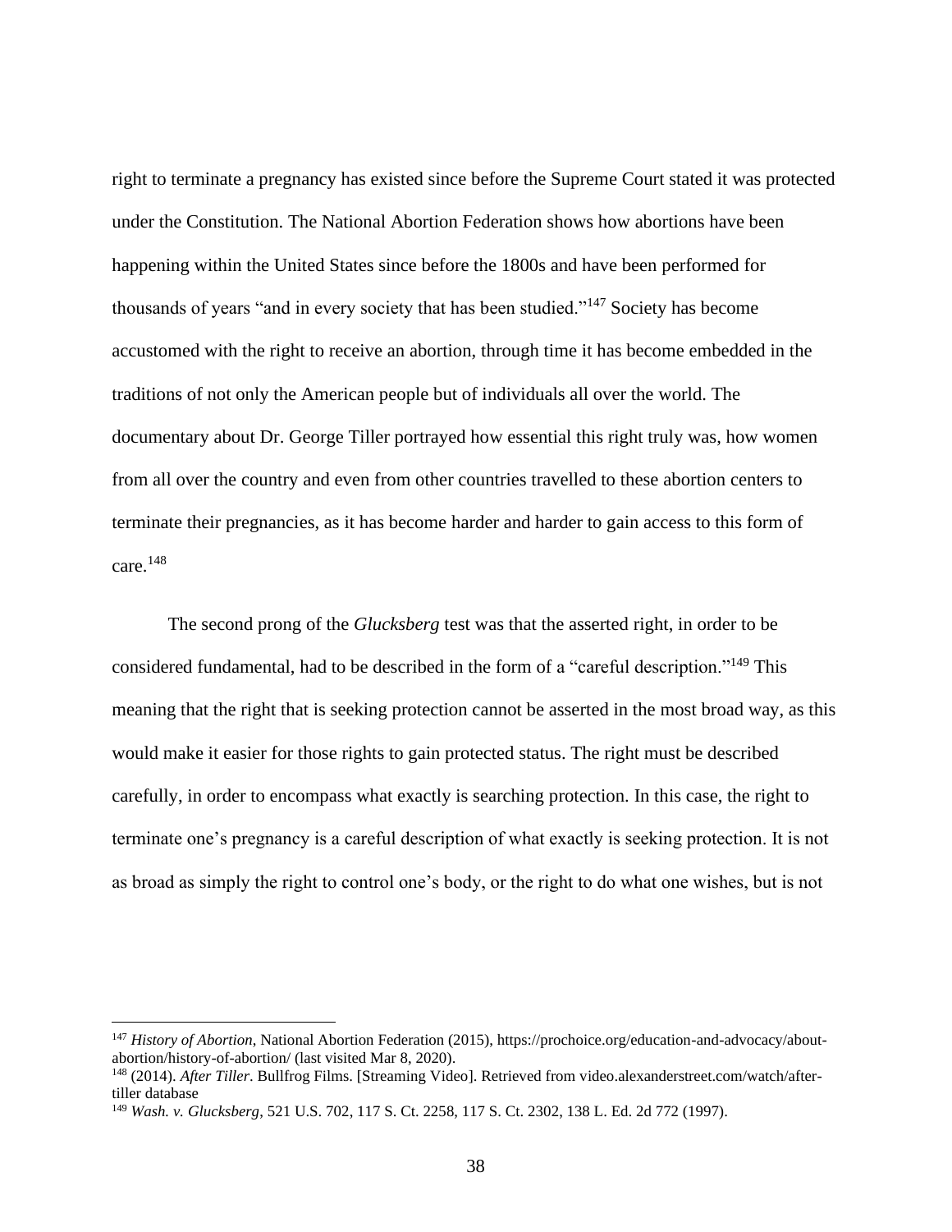right to terminate a pregnancy has existed since before the Supreme Court stated it was protected under the Constitution. The National Abortion Federation shows how abortions have been happening within the United States since before the 1800s and have been performed for thousands of years "and in every society that has been studied."[147] Society has become accustomed with the right to receive an abortion, through time it has become embedded in the traditions of not only the American people but of individuals all over the world. The documentary about Dr. George Tiller portrayed how essential this right truly was, how women from all over the country and even from other countries travelled to these abortion centers to terminate their pregnancies, as it has become harder and harder to gain access to this form of care.[148]

The second prong of the *Glucksberg* test was that the asserted right, in order to be considered fundamental, had to be described in the form of a "careful description."[149] This meaning that the right that is seeking protection cannot be asserted in the most broad way, as this would make it easier for those rights to gain protected status. The right must be described carefully, in order to encompass what exactly is searching protection. In this case, the right to terminate one's pregnancy is a careful description of what exactly is seeking protection. It is not as broad as simply the right to control one's body, or the right to do what one wishes, but is not

---

[147] *History of Abortion*, National Abortion Federation (2015), https://prochoice.org/education-and-advocacy/about-abortion/history-of-abortion/ (last visited Mar 8, 2020).

[148] (2014). *After Tiller*. Bullfrog Films. [Streaming Video]. Retrieved from video.alexanderstreet.com/watch/after-tiller database

[149] *Wash. v. Glucksberg*, 521 U.S. 702, 117 S. Ct. 2258, 117 S. Ct. 2302, 138 L. Ed. 2d 772 (1997).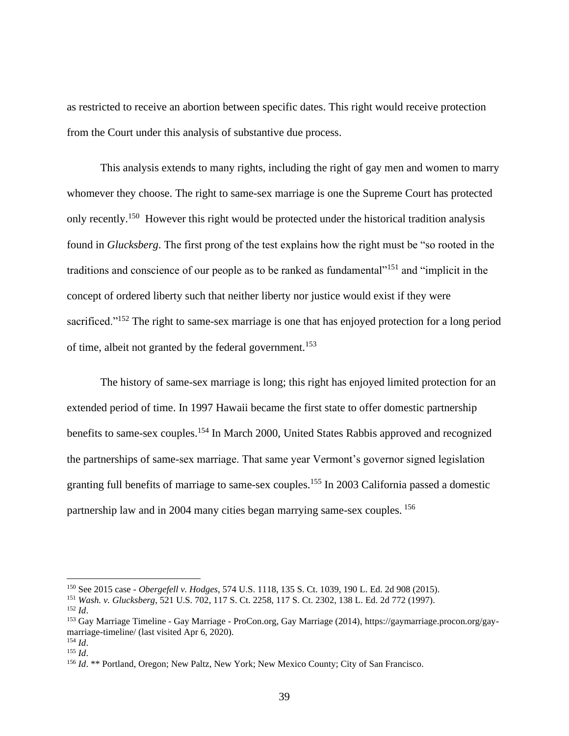as restricted to receive an abortion between specific dates. This right would receive protection from the Court under this analysis of substantive due process.

This analysis extends to many rights, including the right of gay men and women to marry whomever they choose. The right to same-sex marriage is one the Supreme Court has protected only recently.[150] However this right would be protected under the historical tradition analysis found in *Glucksberg*. The first prong of the test explains how the right must be "so rooted in the traditions and conscience of our people as to be ranked as fundamental"[151] and "implicit in the concept of ordered liberty such that neither liberty nor justice would exist if they were sacrificed."[152] The right to same-sex marriage is one that has enjoyed protection for a long period of time, albeit not granted by the federal government.[153]

The history of same-sex marriage is long; this right has enjoyed limited protection for an extended period of time. In 1997 Hawaii became the first state to offer domestic partnership benefits to same-sex couples.[154] In March 2000, United States Rabbis approved and recognized the partnerships of same-sex marriage. That same year Vermont's governor signed legislation granting full benefits of marriage to same-sex couples.[155] In 2003 California passed a domestic partnership law and in 2004 many cities began marrying same-sex couples. [156]

---

[150] See 2015 case - *Obergefell v. Hodges*, 574 U.S. 1118, 135 S. Ct. 1039, 190 L. Ed. 2d 908 (2015).
[151] *Wash. v. Glucksberg*, 521 U.S. 702, 117 S. Ct. 2258, 117 S. Ct. 2302, 138 L. Ed. 2d 772 (1997).
[152] *Id*.
[153] Gay Marriage Timeline - Gay Marriage - ProCon.org, Gay Marriage (2014), https://gaymarriage.procon.org/gay-marriage-timeline/ (last visited Apr 6, 2020).
[154] *Id*.
[155] *Id*.
[156] *Id*. ** Portland, Oregon; New Paltz, New York; New Mexico County; City of San Francisco.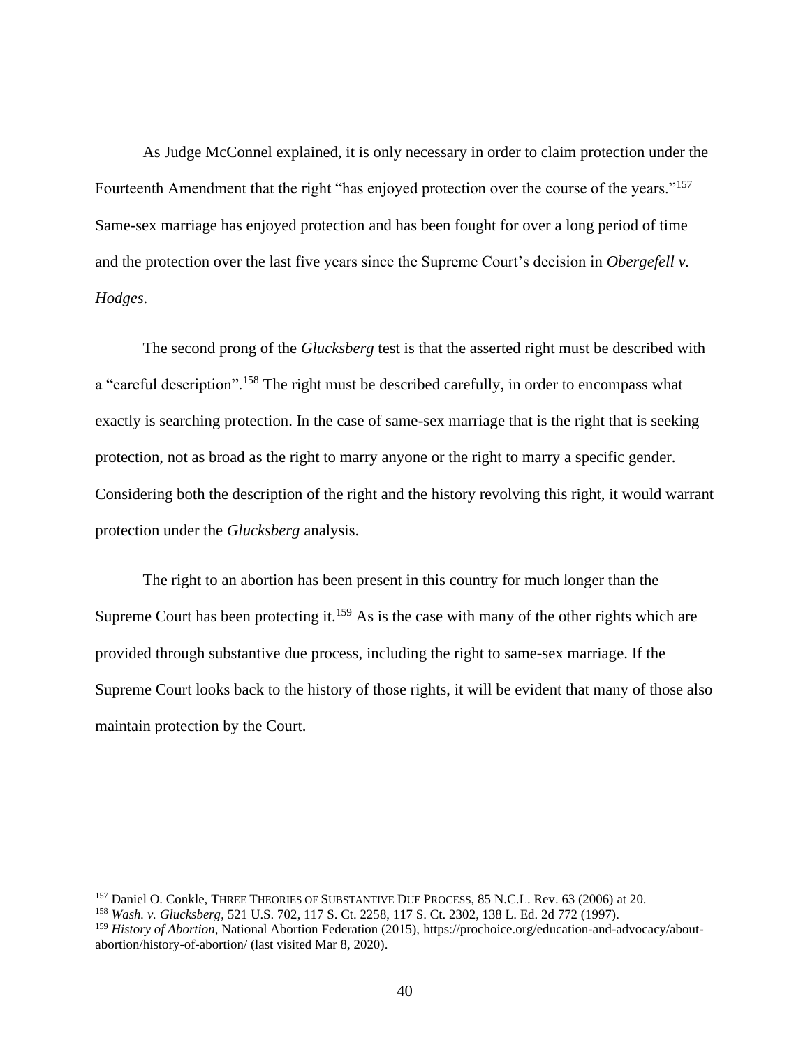As Judge McConnel explained, it is only necessary in order to claim protection under the Fourteenth Amendment that the right "has enjoyed protection over the course of the years."[157] Same-sex marriage has enjoyed protection and has been fought for over a long period of time and the protection over the last five years since the Supreme Court's decision in *Obergefell v. Hodges*.

The second prong of the *Glucksberg* test is that the asserted right must be described with a "careful description".[158] The right must be described carefully, in order to encompass what exactly is searching protection. In the case of same-sex marriage that is the right that is seeking protection, not as broad as the right to marry anyone or the right to marry a specific gender. Considering both the description of the right and the history revolving this right, it would warrant protection under the *Glucksberg* analysis.

The right to an abortion has been present in this country for much longer than the Supreme Court has been protecting it.[159] As is the case with many of the other rights which are provided through substantive due process, including the right to same-sex marriage. If the Supreme Court looks back to the history of those rights, it will be evident that many of those also maintain protection by the Court.

---

[157] Daniel O. Conkle, THREE THEORIES OF SUBSTANTIVE DUE PROCESS, 85 N.C.L. Rev. 63 (2006) at 20.

[158] *Wash. v. Glucksberg*, 521 U.S. 702, 117 S. Ct. 2258, 117 S. Ct. 2302, 138 L. Ed. 2d 772 (1997).

[159] *History of Abortion*, National Abortion Federation (2015), https://prochoice.org/education-and-advocacy/about-abortion/history-of-abortion/ (last visited Mar 8, 2020).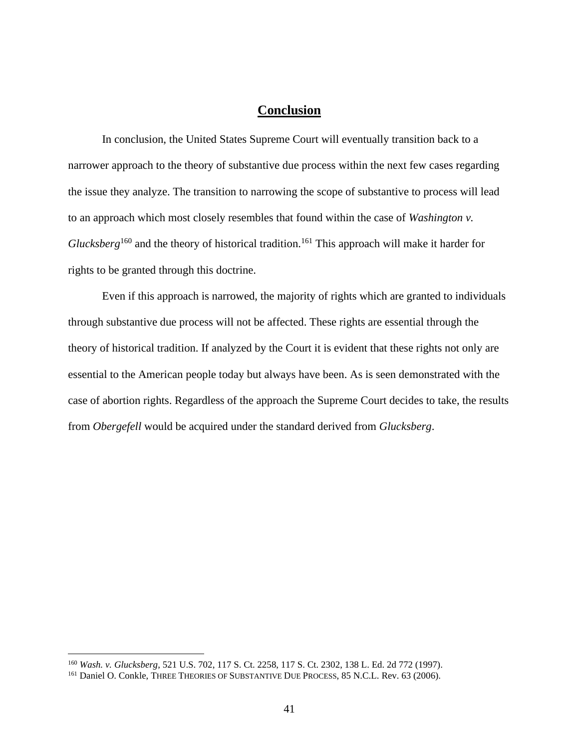## Conclusion

In conclusion, the United States Supreme Court will eventually transition back to a narrower approach to the theory of substantive due process within the next few cases regarding the issue they analyze. The transition to narrowing the scope of substantive to process will lead to an approach which most closely resembles that found within the case of *Washington v. Glucksberg*[160] and the theory of historical tradition.[161] This approach will make it harder for rights to be granted through this doctrine.

Even if this approach is narrowed, the majority of rights which are granted to individuals through substantive due process will not be affected. These rights are essential through the theory of historical tradition. If analyzed by the Court it is evident that these rights not only are essential to the American people today but always have been. As is seen demonstrated with the case of abortion rights. Regardless of the approach the Supreme Court decides to take, the results from *Obergefell* would be acquired under the standard derived from *Glucksberg*.

---

[160] *Wash. v. Glucksberg*, 521 U.S. 702, 117 S. Ct. 2258, 117 S. Ct. 2302, 138 L. Ed. 2d 772 (1997).

[161] Daniel O. Conkle, THREE THEORIES OF SUBSTANTIVE DUE PROCESS, 85 N.C.L. Rev. 63 (2006).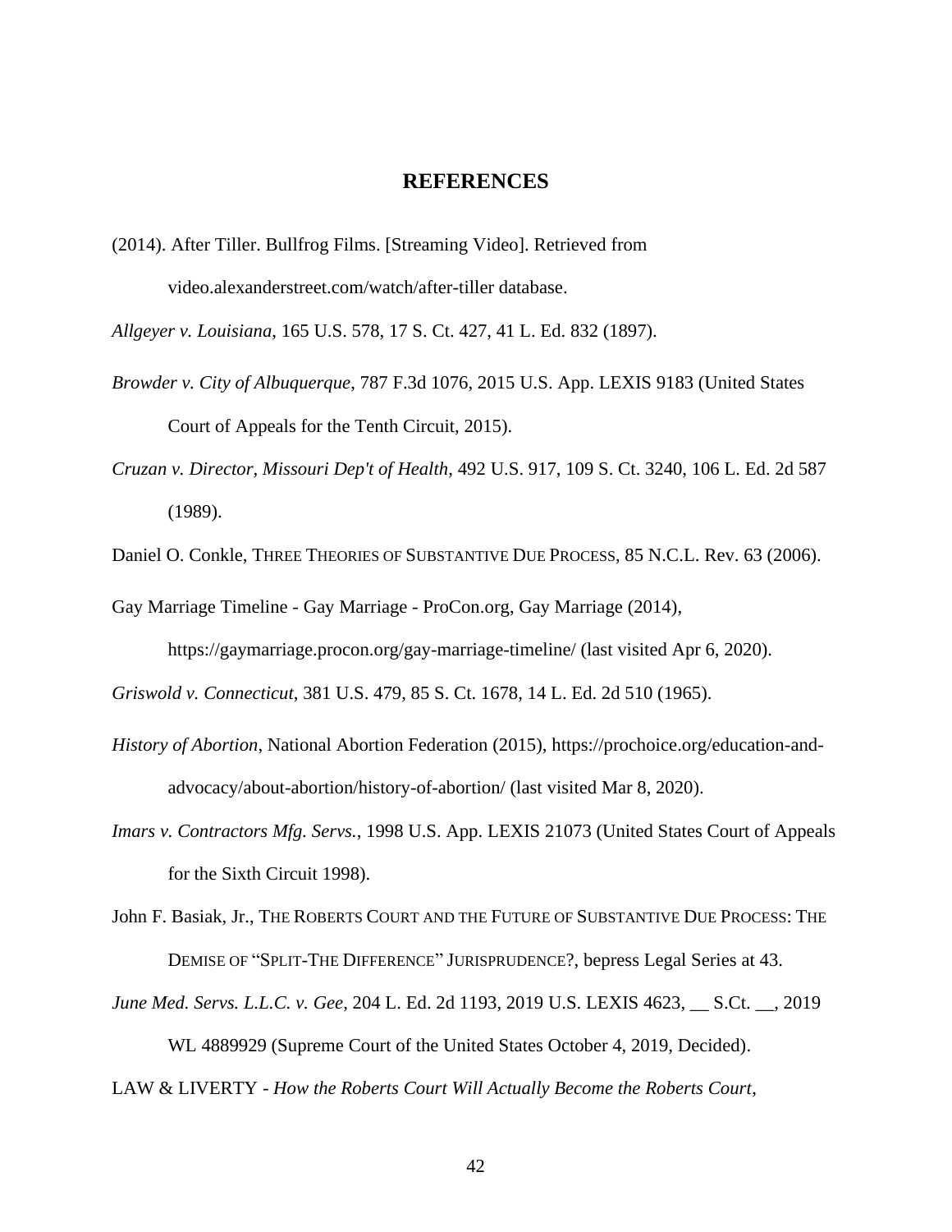## REFERENCES

(2014). After Tiller. Bullfrog Films. [Streaming Video]. Retrieved from video.alexanderstreet.com/watch/after-tiller database.

*Allgeyer v. Louisiana*, 165 U.S. 578, 17 S. Ct. 427, 41 L. Ed. 832 (1897).

*Browder v. City of Albuquerque*, 787 F.3d 1076, 2015 U.S. App. LEXIS 9183 (United States Court of Appeals for the Tenth Circuit, 2015).

*Cruzan v. Director, Missouri Dep't of Health*, 492 U.S. 917, 109 S. Ct. 3240, 106 L. Ed. 2d 587 (1989).

Daniel O. Conkle, THREE THEORIES OF SUBSTANTIVE DUE PROCESS, 85 N.C.L. Rev. 63 (2006).

Gay Marriage Timeline - Gay Marriage - ProCon.org, Gay Marriage (2014), https://gaymarriage.procon.org/gay-marriage-timeline/ (last visited Apr 6, 2020).

*Griswold v. Connecticut*, 381 U.S. 479, 85 S. Ct. 1678, 14 L. Ed. 2d 510 (1965).

*History of Abortion*, National Abortion Federation (2015), https://prochoice.org/education-and-advocacy/about-abortion/history-of-abortion/ (last visited Mar 8, 2020).

*Imars v. Contractors Mfg. Servs.*, 1998 U.S. App. LEXIS 21073 (United States Court of Appeals for the Sixth Circuit 1998).

John F. Basiak, Jr., THE ROBERTS COURT AND THE FUTURE OF SUBSTANTIVE DUE PROCESS: THE DEMISE OF "SPLIT-THE DIFFERENCE" JURISPRUDENCE?, bepress Legal Series at 43.

*June Med. Servs. L.L.C. v. Gee*, 204 L. Ed. 2d 1193, 2019 U.S. LEXIS 4623, __ S.Ct. __, 2019 WL 4889929 (Supreme Court of the United States October 4, 2019, Decided).

LAW & LIVERTY - *How the Roberts Court Will Actually Become the Roberts Court*,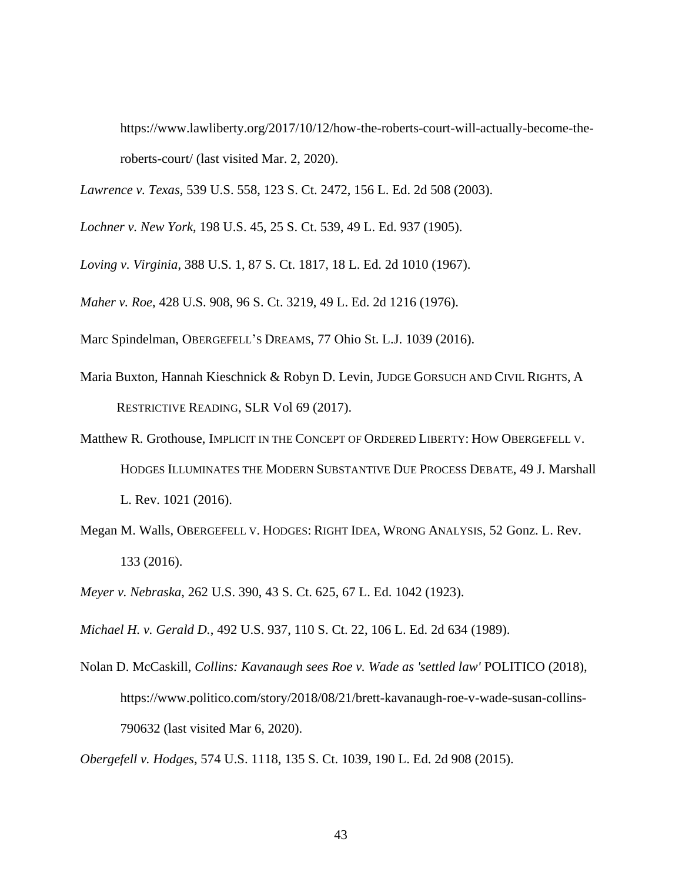https://www.lawliberty.org/2017/10/12/how-the-roberts-court-will-actually-become-the-roberts-court/ (last visited Mar. 2, 2020).

*Lawrence v. Texas*, 539 U.S. 558, 123 S. Ct. 2472, 156 L. Ed. 2d 508 (2003).

*Lochner v. New York*, 198 U.S. 45, 25 S. Ct. 539, 49 L. Ed. 937 (1905).

*Loving v. Virginia*, 388 U.S. 1, 87 S. Ct. 1817, 18 L. Ed. 2d 1010 (1967).

*Maher v. Roe*, 428 U.S. 908, 96 S. Ct. 3219, 49 L. Ed. 2d 1216 (1976).

Marc Spindelman, OBERGEFELL'S DREAMS, 77 Ohio St. L.J. 1039 (2016).

Maria Buxton, Hannah Kieschnick & Robyn D. Levin, JUDGE GORSUCH AND CIVIL RIGHTS, A RESTRICTIVE READING, SLR Vol 69 (2017).

Matthew R. Grothouse, IMPLICIT IN THE CONCEPT OF ORDERED LIBERTY: HOW OBERGEFELL V. HODGES ILLUMINATES THE MODERN SUBSTANTIVE DUE PROCESS DEBATE, 49 J. Marshall L. Rev. 1021 (2016).

Megan M. Walls, OBERGEFELL V. HODGES: RIGHT IDEA, WRONG ANALYSIS, 52 Gonz. L. Rev. 133 (2016).

*Meyer v. Nebraska*, 262 U.S. 390, 43 S. Ct. 625, 67 L. Ed. 1042 (1923).

*Michael H. v. Gerald D.*, 492 U.S. 937, 110 S. Ct. 22, 106 L. Ed. 2d 634 (1989).

Nolan D. McCaskill, *Collins: Kavanaugh sees Roe v. Wade as 'settled law'* POLITICO (2018), https://www.politico.com/story/2018/08/21/brett-kavanaugh-roe-v-wade-susan-collins-790632 (last visited Mar 6, 2020).

*Obergefell v. Hodges*, 574 U.S. 1118, 135 S. Ct. 1039, 190 L. Ed. 2d 908 (2015).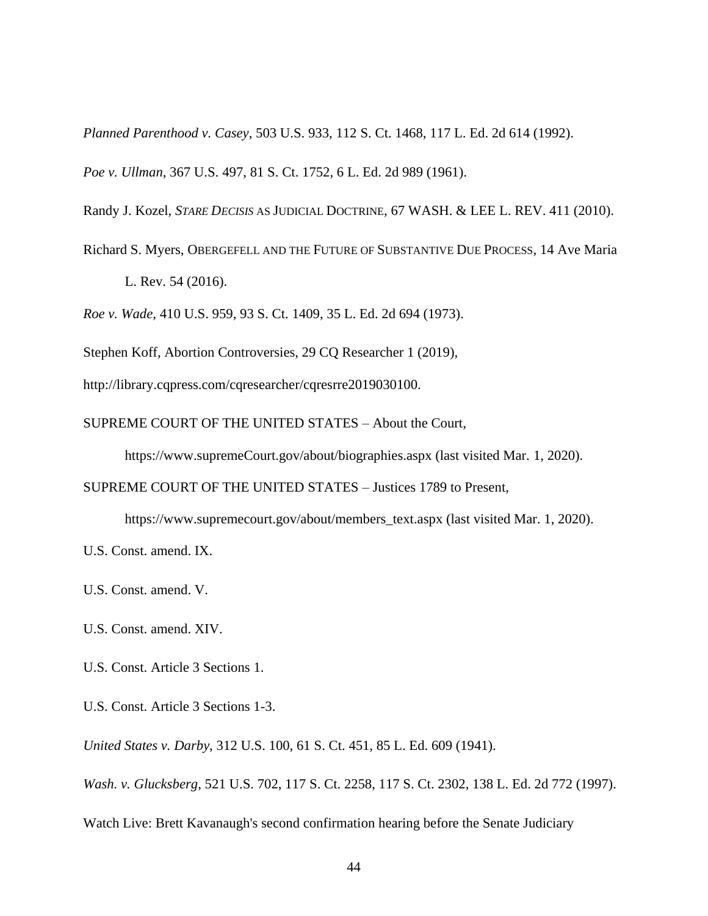*Planned Parenthood v. Casey*, 503 U.S. 933, 112 S. Ct. 1468, 117 L. Ed. 2d 614 (1992).

*Poe v. Ullman*, 367 U.S. 497, 81 S. Ct. 1752, 6 L. Ed. 2d 989 (1961).

Randy J. Kozel, *STARE DECISIS* AS JUDICIAL DOCTRINE, 67 WASH. & LEE L. REV. 411 (2010).

Richard S. Myers, OBERGEFELL AND THE FUTURE OF SUBSTANTIVE DUE PROCESS, 14 Ave Maria L. Rev. 54 (2016).

*Roe v. Wade*, 410 U.S. 959, 93 S. Ct. 1409, 35 L. Ed. 2d 694 (1973).

Stephen Koff, Abortion Controversies, 29 CQ Researcher 1 (2019), http://library.cqpress.com/cqresearcher/cqresrre2019030100.

SUPREME COURT OF THE UNITED STATES – About the Court, https://www.supremeCourt.gov/about/biographies.aspx (last visited Mar. 1, 2020).

SUPREME COURT OF THE UNITED STATES – Justices 1789 to Present, https://www.supremecourt.gov/about/members_text.aspx (last visited Mar. 1, 2020).

U.S. Const. amend. IX.

U.S. Const. amend. V.

U.S. Const. amend. XIV.

U.S. Const. Article 3 Sections 1.

U.S. Const. Article 3 Sections 1-3.

*United States v. Darby*, 312 U.S. 100, 61 S. Ct. 451, 85 L. Ed. 609 (1941).

*Wash. v. Glucksberg*, 521 U.S. 702, 117 S. Ct. 2258, 117 S. Ct. 2302, 138 L. Ed. 2d 772 (1997).

Watch Live: Brett Kavanaugh's second confirmation hearing before the Senate Judiciary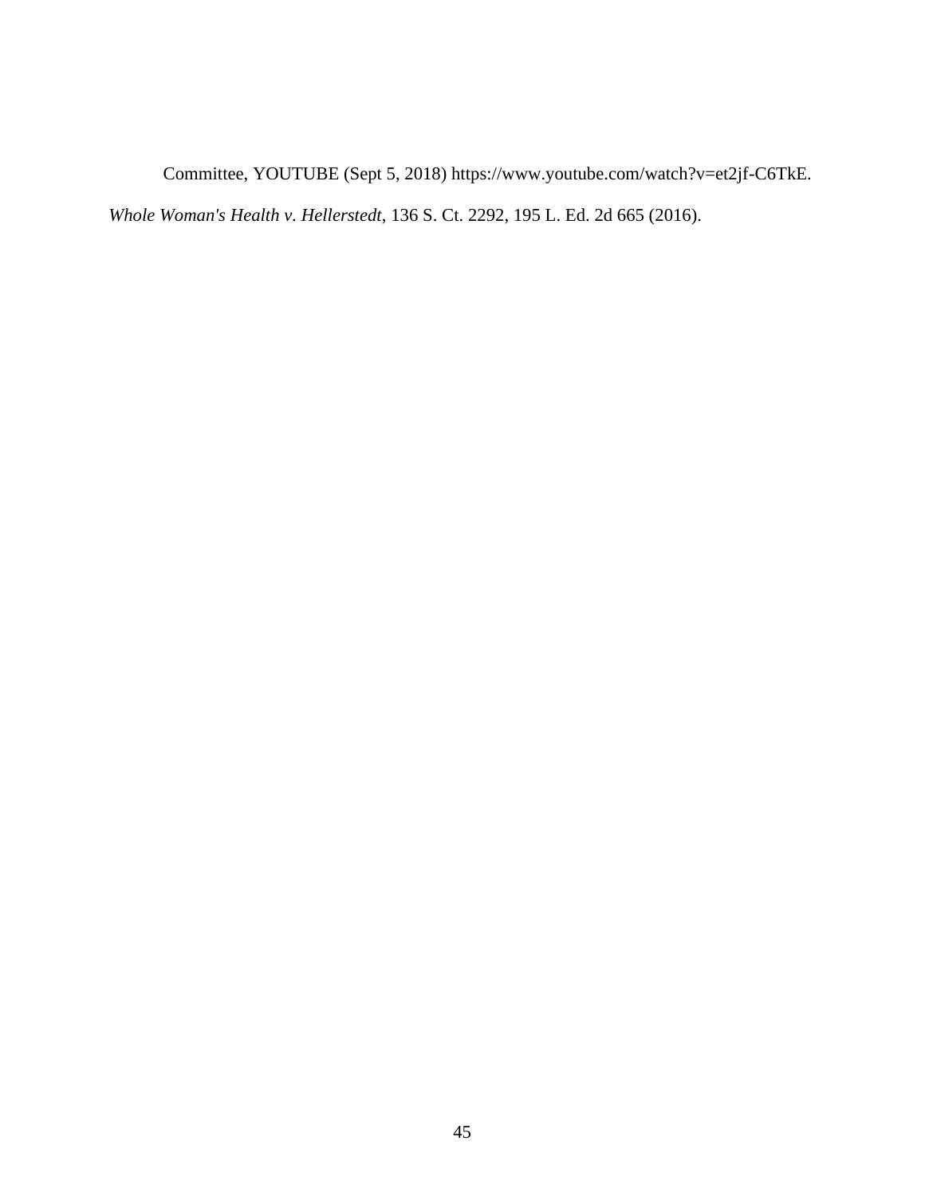Committee, YOUTUBE (Sept 5, 2018) https://www.youtube.com/watch?v=et2jf-C6TkE.

*Whole Woman's Health v. Hellerstedt*, 136 S. Ct. 2292, 195 L. Ed. 2d 665 (2016).